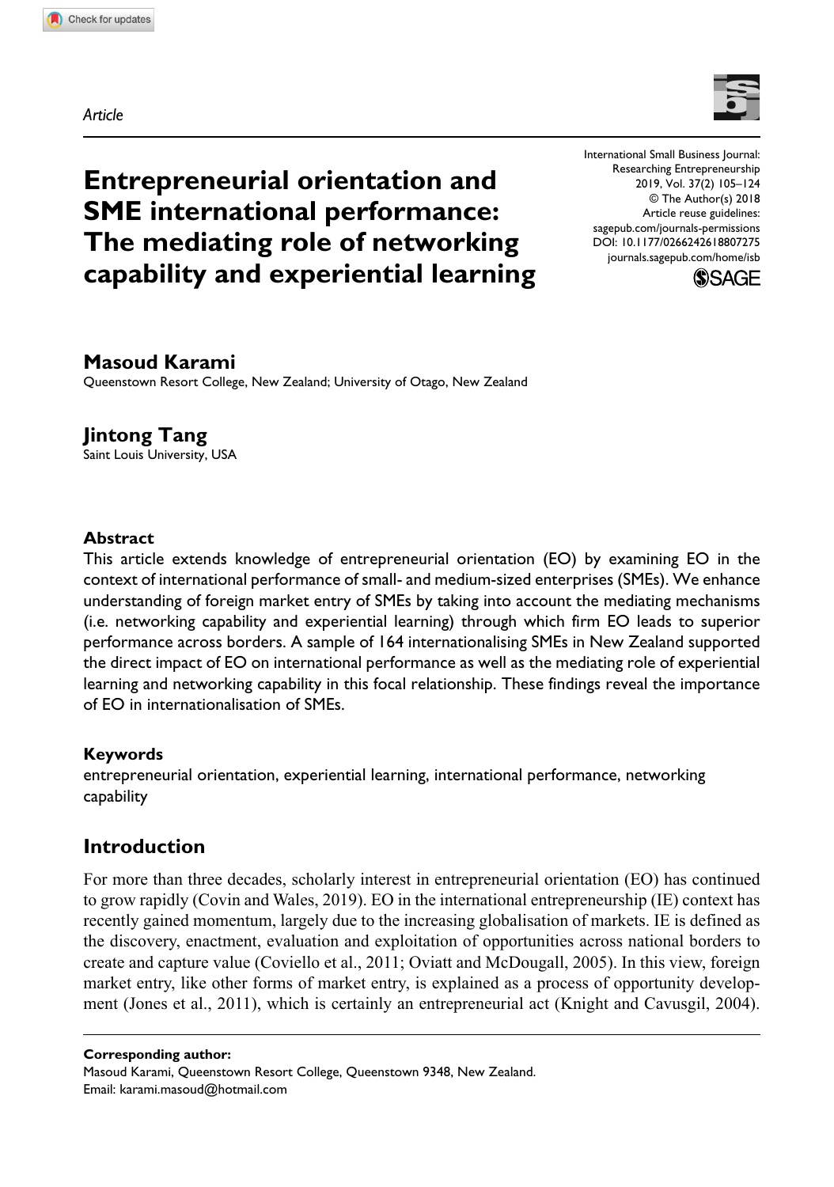*Article*

# Entrepreneurial orientation and SME international performance: The mediating role of networking capability and experiential learning

International Small Business Journal: Researching Entrepreneurship
2019, Vol. 37(2) 105–124
© The Author(s) 2018
Article reuse guidelines: sagepub.com/journals-permissions
DOI: 10.1177/0266242618807275
journals.sagepub.com/home/isb

**Masoud Karami**
Queenstown Resort College, New Zealand; University of Otago, New Zealand

**Jintong Tang**
Saint Louis University, USA

### Abstract

This article extends knowledge of entrepreneurial orientation (EO) by examining EO in the context of international performance of small- and medium-sized enterprises (SMEs). We enhance understanding of foreign market entry of SMEs by taking into account the mediating mechanisms (i.e. networking capability and experiential learning) through which firm EO leads to superior performance across borders. A sample of 164 internationalising SMEs in New Zealand supported the direct impact of EO on international performance as well as the mediating role of experiential learning and networking capability in this focal relationship. These findings reveal the importance of EO in internationalisation of SMEs.

### Keywords

entrepreneurial orientation, experiential learning, international performance, networking capability

## Introduction

For more than three decades, scholarly interest in entrepreneurial orientation (EO) has continued to grow rapidly (Covin and Wales, 2019). EO in the international entrepreneurship (IE) context has recently gained momentum, largely due to the increasing globalisation of markets. IE is defined as the discovery, enactment, evaluation and exploitation of opportunities across national borders to create and capture value (Coviello et al., 2011; Oviatt and McDougall, 2005). In this view, foreign market entry, like other forms of market entry, is explained as a process of opportunity development (Jones et al., 2011), which is certainly an entrepreneurial act (Knight and Cavusgil, 2004).

---

**Corresponding author:**
Masoud Karami, Queenstown Resort College, Queenstown 9348, New Zealand.
Email: karami.masoud@hotmail.com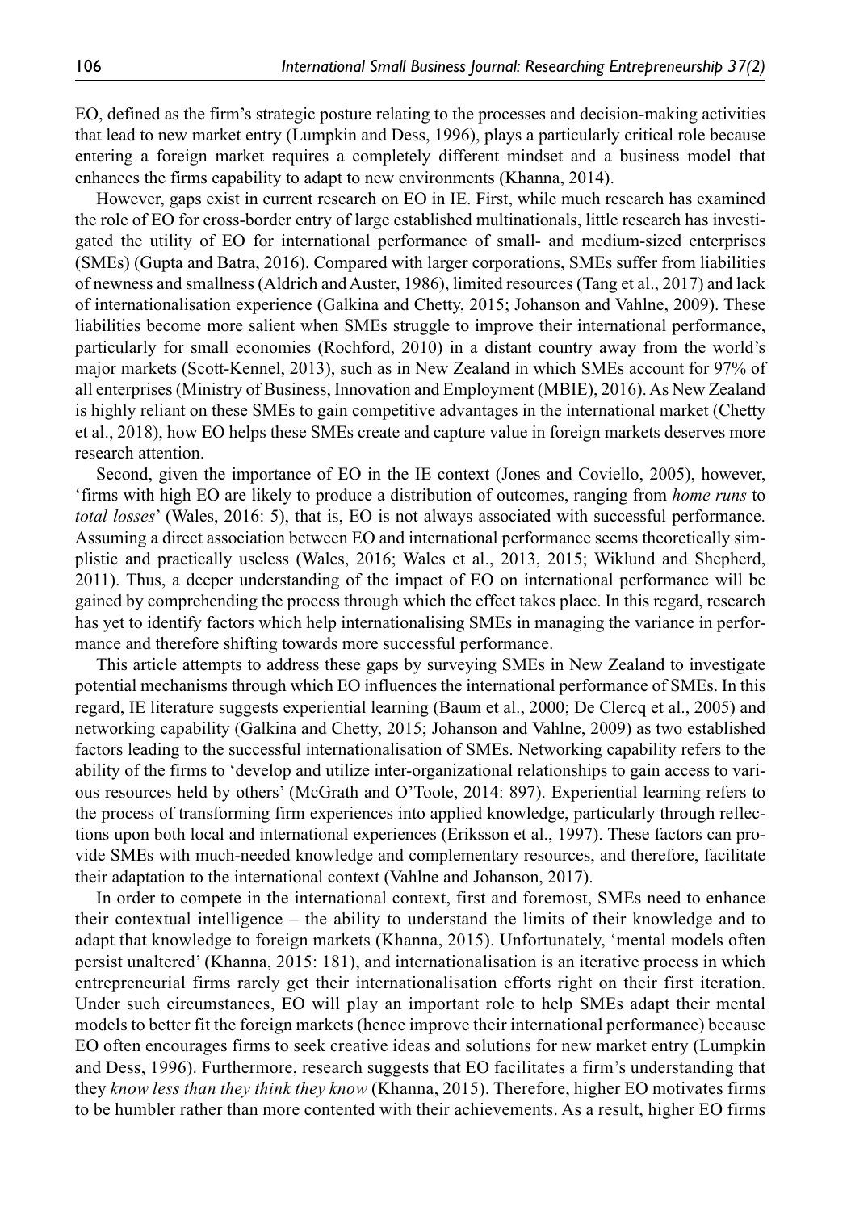EO, defined as the firm's strategic posture relating to the processes and decision-making activities that lead to new market entry (Lumpkin and Dess, 1996), plays a particularly critical role because entering a foreign market requires a completely different mindset and a business model that enhances the firms capability to adapt to new environments (Khanna, 2014).

However, gaps exist in current research on EO in IE. First, while much research has examined the role of EO for cross-border entry of large established multinationals, little research has investigated the utility of EO for international performance of small- and medium-sized enterprises (SMEs) (Gupta and Batra, 2016). Compared with larger corporations, SMEs suffer from liabilities of newness and smallness (Aldrich and Auster, 1986), limited resources (Tang et al., 2017) and lack of internationalisation experience (Galkina and Chetty, 2015; Johanson and Vahlne, 2009). These liabilities become more salient when SMEs struggle to improve their international performance, particularly for small economies (Rochford, 2010) in a distant country away from the world's major markets (Scott-Kennel, 2013), such as in New Zealand in which SMEs account for 97% of all enterprises (Ministry of Business, Innovation and Employment (MBIE), 2016). As New Zealand is highly reliant on these SMEs to gain competitive advantages in the international market (Chetty et al., 2018), how EO helps these SMEs create and capture value in foreign markets deserves more research attention.

Second, given the importance of EO in the IE context (Jones and Coviello, 2005), however, 'firms with high EO are likely to produce a distribution of outcomes, ranging from *home runs* to *total losses*' (Wales, 2016: 5), that is, EO is not always associated with successful performance. Assuming a direct association between EO and international performance seems theoretically simplistic and practically useless (Wales, 2016; Wales et al., 2013, 2015; Wiklund and Shepherd, 2011). Thus, a deeper understanding of the impact of EO on international performance will be gained by comprehending the process through which the effect takes place. In this regard, research has yet to identify factors which help internationalising SMEs in managing the variance in performance and therefore shifting towards more successful performance.

This article attempts to address these gaps by surveying SMEs in New Zealand to investigate potential mechanisms through which EO influences the international performance of SMEs. In this regard, IE literature suggests experiential learning (Baum et al., 2000; De Clercq et al., 2005) and networking capability (Galkina and Chetty, 2015; Johanson and Vahlne, 2009) as two established factors leading to the successful internationalisation of SMEs. Networking capability refers to the ability of the firms to 'develop and utilize inter-organizational relationships to gain access to various resources held by others' (McGrath and O'Toole, 2014: 897). Experiential learning refers to the process of transforming firm experiences into applied knowledge, particularly through reflections upon both local and international experiences (Eriksson et al., 1997). These factors can provide SMEs with much-needed knowledge and complementary resources, and therefore, facilitate their adaptation to the international context (Vahlne and Johanson, 2017).

In order to compete in the international context, first and foremost, SMEs need to enhance their contextual intelligence – the ability to understand the limits of their knowledge and to adapt that knowledge to foreign markets (Khanna, 2015). Unfortunately, 'mental models often persist unaltered' (Khanna, 2015: 181), and internationalisation is an iterative process in which entrepreneurial firms rarely get their internationalisation efforts right on their first iteration. Under such circumstances, EO will play an important role to help SMEs adapt their mental models to better fit the foreign markets (hence improve their international performance) because EO often encourages firms to seek creative ideas and solutions for new market entry (Lumpkin and Dess, 1996). Furthermore, research suggests that EO facilitates a firm's understanding that they *know less than they think they know* (Khanna, 2015). Therefore, higher EO motivates firms to be humbler rather than more contented with their achievements. As a result, higher EO firms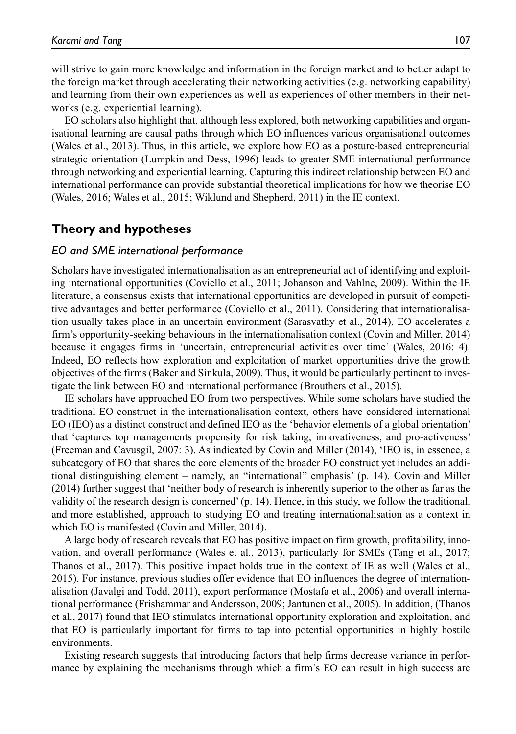will strive to gain more knowledge and information in the foreign market and to better adapt to the foreign market through accelerating their networking activities (e.g. networking capability) and learning from their own experiences as well as experiences of other members in their networks (e.g. experiential learning).

EO scholars also highlight that, although less explored, both networking capabilities and organisational learning are causal paths through which EO influences various organisational outcomes (Wales et al., 2013). Thus, in this article, we explore how EO as a posture-based entrepreneurial strategic orientation (Lumpkin and Dess, 1996) leads to greater SME international performance through networking and experiential learning. Capturing this indirect relationship between EO and international performance can provide substantial theoretical implications for how we theorise EO (Wales, 2016; Wales et al., 2015; Wiklund and Shepherd, 2011) in the IE context.

## Theory and hypotheses

### *EO and SME international performance*

Scholars have investigated internationalisation as an entrepreneurial act of identifying and exploiting international opportunities (Coviello et al., 2011; Johanson and Vahlne, 2009). Within the IE literature, a consensus exists that international opportunities are developed in pursuit of competitive advantages and better performance (Coviello et al., 2011). Considering that internationalisation usually takes place in an uncertain environment (Sarasvathy et al., 2014), EO accelerates a firm's opportunity-seeking behaviours in the internationalisation context (Covin and Miller, 2014) because it engages firms in 'uncertain, entrepreneurial activities over time' (Wales, 2016: 4). Indeed, EO reflects how exploration and exploitation of market opportunities drive the growth objectives of the firms (Baker and Sinkula, 2009). Thus, it would be particularly pertinent to investigate the link between EO and international performance (Brouthers et al., 2015).

IE scholars have approached EO from two perspectives. While some scholars have studied the traditional EO construct in the internationalisation context, others have considered international EO (IEO) as a distinct construct and defined IEO as the 'behavior elements of a global orientation' that 'captures top managements propensity for risk taking, innovativeness, and pro-activeness' (Freeman and Cavusgil, 2007: 3). As indicated by Covin and Miller (2014), 'IEO is, in essence, a subcategory of EO that shares the core elements of the broader EO construct yet includes an additional distinguishing element – namely, an "international" emphasis' (p. 14). Covin and Miller (2014) further suggest that 'neither body of research is inherently superior to the other as far as the validity of the research design is concerned' (p. 14). Hence, in this study, we follow the traditional, and more established, approach to studying EO and treating internationalisation as a context in which EO is manifested (Covin and Miller, 2014).

A large body of research reveals that EO has positive impact on firm growth, profitability, innovation, and overall performance (Wales et al., 2013), particularly for SMEs (Tang et al., 2017; Thanos et al., 2017). This positive impact holds true in the context of IE as well (Wales et al., 2015). For instance, previous studies offer evidence that EO influences the degree of internationalisation (Javalgi and Todd, 2011), export performance (Mostafa et al., 2006) and overall international performance (Frishammar and Andersson, 2009; Jantunen et al., 2005). In addition, (Thanos et al., 2017) found that IEO stimulates international opportunity exploration and exploitation, and that EO is particularly important for firms to tap into potential opportunities in highly hostile environments.

Existing research suggests that introducing factors that help firms decrease variance in performance by explaining the mechanisms through which a firm's EO can result in high success are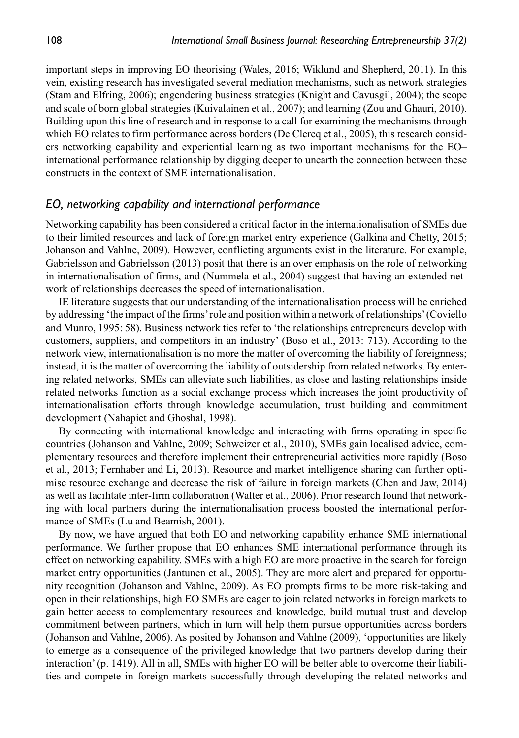important steps in improving EO theorising (Wales, 2016; Wiklund and Shepherd, 2011). In this vein, existing research has investigated several mediation mechanisms, such as network strategies (Stam and Elfring, 2006); engendering business strategies (Knight and Cavusgil, 2004); the scope and scale of born global strategies (Kuivalainen et al., 2007); and learning (Zou and Ghauri, 2010). Building upon this line of research and in response to a call for examining the mechanisms through which EO relates to firm performance across borders (De Clercq et al., 2005), this research considers networking capability and experiential learning as two important mechanisms for the EO–international performance relationship by digging deeper to unearth the connection between these constructs in the context of SME internationalisation.

### *EO, networking capability and international performance*

Networking capability has been considered a critical factor in the internationalisation of SMEs due to their limited resources and lack of foreign market entry experience (Galkina and Chetty, 2015; Johanson and Vahlne, 2009). However, conflicting arguments exist in the literature. For example, Gabrielsson and Gabrielsson (2013) posit that there is an over emphasis on the role of networking in internationalisation of firms, and (Nummela et al., 2004) suggest that having an extended network of relationships decreases the speed of internationalisation.

IE literature suggests that our understanding of the internationalisation process will be enriched by addressing 'the impact of the firms' role and position within a network of relationships' (Coviello and Munro, 1995: 58). Business network ties refer to 'the relationships entrepreneurs develop with customers, suppliers, and competitors in an industry' (Boso et al., 2013: 713). According to the network view, internationalisation is no more the matter of overcoming the liability of foreignness; instead, it is the matter of overcoming the liability of outsidership from related networks. By entering related networks, SMEs can alleviate such liabilities, as close and lasting relationships inside related networks function as a social exchange process which increases the joint productivity of internationalisation efforts through knowledge accumulation, trust building and commitment development (Nahapiet and Ghoshal, 1998).

By connecting with international knowledge and interacting with firms operating in specific countries (Johanson and Vahlne, 2009; Schweizer et al., 2010), SMEs gain localised advice, complementary resources and therefore implement their entrepreneurial activities more rapidly (Boso et al., 2013; Fernhaber and Li, 2013). Resource and market intelligence sharing can further optimise resource exchange and decrease the risk of failure in foreign markets (Chen and Jaw, 2014) as well as facilitate inter-firm collaboration (Walter et al., 2006). Prior research found that networking with local partners during the internationalisation process boosted the international performance of SMEs (Lu and Beamish, 2001).

By now, we have argued that both EO and networking capability enhance SME international performance. We further propose that EO enhances SME international performance through its effect on networking capability. SMEs with a high EO are more proactive in the search for foreign market entry opportunities (Jantunen et al., 2005). They are more alert and prepared for opportunity recognition (Johanson and Vahlne, 2009). As EO prompts firms to be more risk-taking and open in their relationships, high EO SMEs are eager to join related networks in foreign markets to gain better access to complementary resources and knowledge, build mutual trust and develop commitment between partners, which in turn will help them pursue opportunities across borders (Johanson and Vahlne, 2006). As posited by Johanson and Vahlne (2009), 'opportunities are likely to emerge as a consequence of the privileged knowledge that two partners develop during their interaction' (p. 1419). All in all, SMEs with higher EO will be better able to overcome their liabilities and compete in foreign markets successfully through developing the related networks and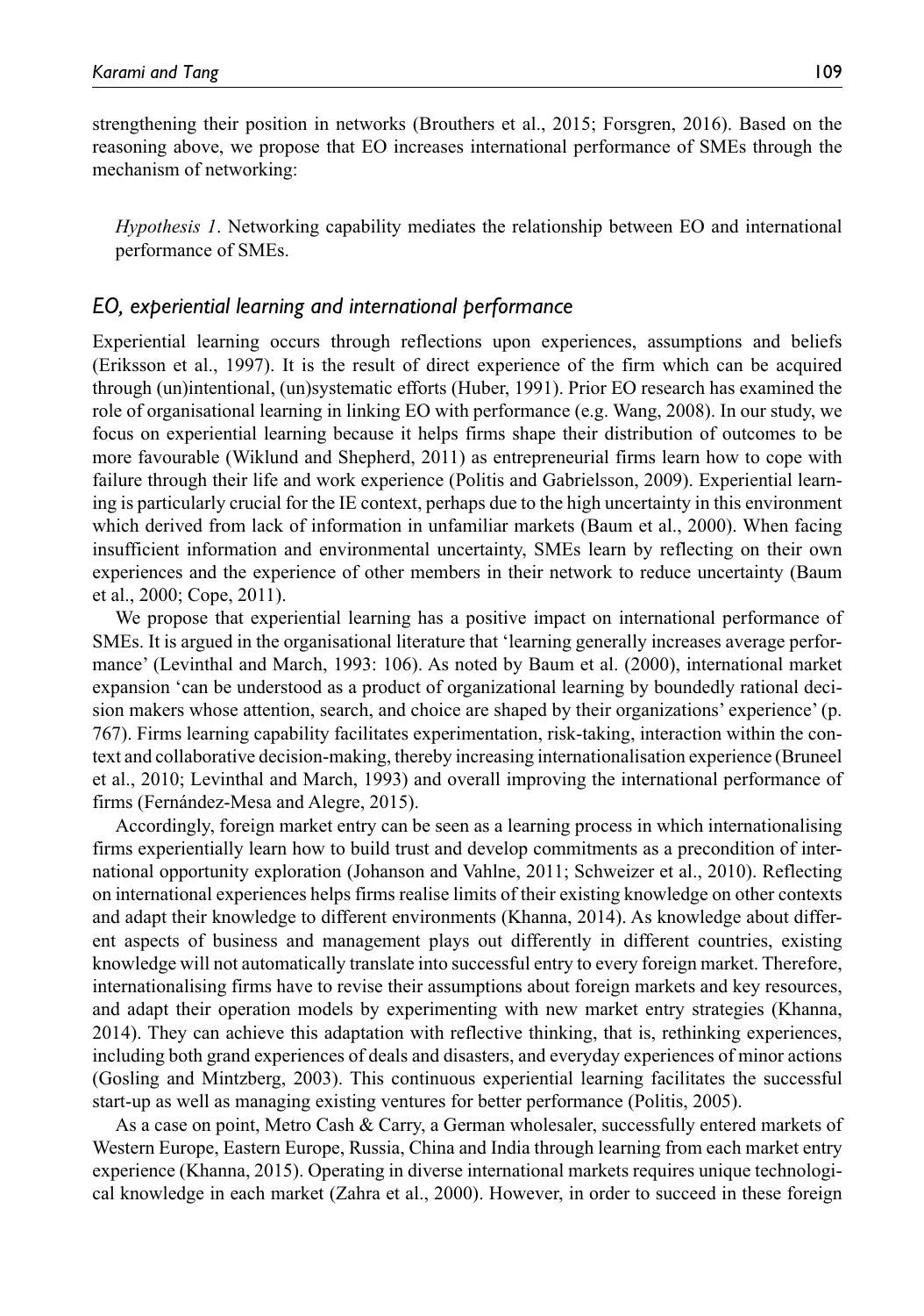strengthening their position in networks (Brouthers et al., 2015; Forsgren, 2016). Based on the reasoning above, we propose that EO increases international performance of SMEs through the mechanism of networking:

> *Hypothesis 1*. Networking capability mediates the relationship between EO and international performance of SMEs.

### *EO, experiential learning and international performance*

Experiential learning occurs through reflections upon experiences, assumptions and beliefs (Eriksson et al., 1997). It is the result of direct experience of the firm which can be acquired through (un)intentional, (un)systematic efforts (Huber, 1991). Prior EO research has examined the role of organisational learning in linking EO with performance (e.g. Wang, 2008). In our study, we focus on experiential learning because it helps firms shape their distribution of outcomes to be more favourable (Wiklund and Shepherd, 2011) as entrepreneurial firms learn how to cope with failure through their life and work experience (Politis and Gabrielsson, 2009). Experiential learning is particularly crucial for the IE context, perhaps due to the high uncertainty in this environment which derived from lack of information in unfamiliar markets (Baum et al., 2000). When facing insufficient information and environmental uncertainty, SMEs learn by reflecting on their own experiences and the experience of other members in their network to reduce uncertainty (Baum et al., 2000; Cope, 2011).

We propose that experiential learning has a positive impact on international performance of SMEs. It is argued in the organisational literature that 'learning generally increases average performance' (Levinthal and March, 1993: 106). As noted by Baum et al. (2000), international market expansion 'can be understood as a product of organizational learning by boundedly rational decision makers whose attention, search, and choice are shaped by their organizations' experience' (p. 767). Firms learning capability facilitates experimentation, risk-taking, interaction within the context and collaborative decision-making, thereby increasing internationalisation experience (Bruneel et al., 2010; Levinthal and March, 1993) and overall improving the international performance of firms (Fernández-Mesa and Alegre, 2015).

Accordingly, foreign market entry can be seen as a learning process in which internationalising firms experientially learn how to build trust and develop commitments as a precondition of international opportunity exploration (Johanson and Vahlne, 2011; Schweizer et al., 2010). Reflecting on international experiences helps firms realise limits of their existing knowledge on other contexts and adapt their knowledge to different environments (Khanna, 2014). As knowledge about different aspects of business and management plays out differently in different countries, existing knowledge will not automatically translate into successful entry to every foreign market. Therefore, internationalising firms have to revise their assumptions about foreign markets and key resources, and adapt their operation models by experimenting with new market entry strategies (Khanna, 2014). They can achieve this adaptation with reflective thinking, that is, rethinking experiences, including both grand experiences of deals and disasters, and everyday experiences of minor actions (Gosling and Mintzberg, 2003). This continuous experiential learning facilitates the successful start-up as well as managing existing ventures for better performance (Politis, 2005).

As a case on point, Metro Cash & Carry, a German wholesaler, successfully entered markets of Western Europe, Eastern Europe, Russia, China and India through learning from each market entry experience (Khanna, 2015). Operating in diverse international markets requires unique technological knowledge in each market (Zahra et al., 2000). However, in order to succeed in these foreign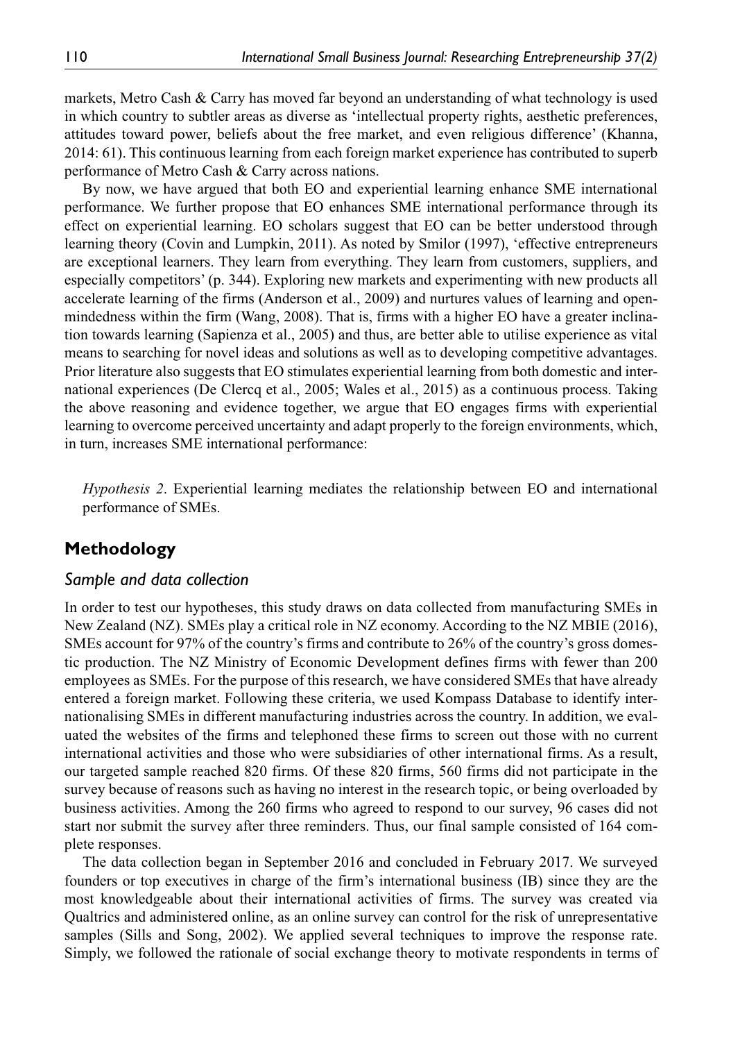markets, Metro Cash & Carry has moved far beyond an understanding of what technology is used in which country to subtler areas as diverse as 'intellectual property rights, aesthetic preferences, attitudes toward power, beliefs about the free market, and even religious difference' (Khanna, 2014: 61). This continuous learning from each foreign market experience has contributed to superb performance of Metro Cash & Carry across nations.

By now, we have argued that both EO and experiential learning enhance SME international performance. We further propose that EO enhances SME international performance through its effect on experiential learning. EO scholars suggest that EO can be better understood through learning theory (Covin and Lumpkin, 2011). As noted by Smilor (1997), 'effective entrepreneurs are exceptional learners. They learn from everything. They learn from customers, suppliers, and especially competitors' (p. 344). Exploring new markets and experimenting with new products all accelerate learning of the firms (Anderson et al., 2009) and nurtures values of learning and open-mindedness within the firm (Wang, 2008). That is, firms with a higher EO have a greater inclination towards learning (Sapienza et al., 2005) and thus, are better able to utilise experience as vital means to searching for novel ideas and solutions as well as to developing competitive advantages. Prior literature also suggests that EO stimulates experiential learning from both domestic and international experiences (De Clercq et al., 2005; Wales et al., 2015) as a continuous process. Taking the above reasoning and evidence together, we argue that EO engages firms with experiential learning to overcome perceived uncertainty and adapt properly to the foreign environments, which, in turn, increases SME international performance:

> *Hypothesis 2*. Experiential learning mediates the relationship between EO and international performance of SMEs.

## Methodology

### *Sample and data collection*

In order to test our hypotheses, this study draws on data collected from manufacturing SMEs in New Zealand (NZ). SMEs play a critical role in NZ economy. According to the NZ MBIE (2016), SMEs account for 97% of the country's firms and contribute to 26% of the country's gross domestic production. The NZ Ministry of Economic Development defines firms with fewer than 200 employees as SMEs. For the purpose of this research, we have considered SMEs that have already entered a foreign market. Following these criteria, we used Kompass Database to identify internationalising SMEs in different manufacturing industries across the country. In addition, we evaluated the websites of the firms and telephoned these firms to screen out those with no current international activities and those who were subsidiaries of other international firms. As a result, our targeted sample reached 820 firms. Of these 820 firms, 560 firms did not participate in the survey because of reasons such as having no interest in the research topic, or being overloaded by business activities. Among the 260 firms who agreed to respond to our survey, 96 cases did not start nor submit the survey after three reminders. Thus, our final sample consisted of 164 complete responses.

The data collection began in September 2016 and concluded in February 2017. We surveyed founders or top executives in charge of the firm's international business (IB) since they are the most knowledgeable about their international activities of firms. The survey was created via Qualtrics and administered online, as an online survey can control for the risk of unrepresentative samples (Sills and Song, 2002). We applied several techniques to improve the response rate. Simply, we followed the rationale of social exchange theory to motivate respondents in terms of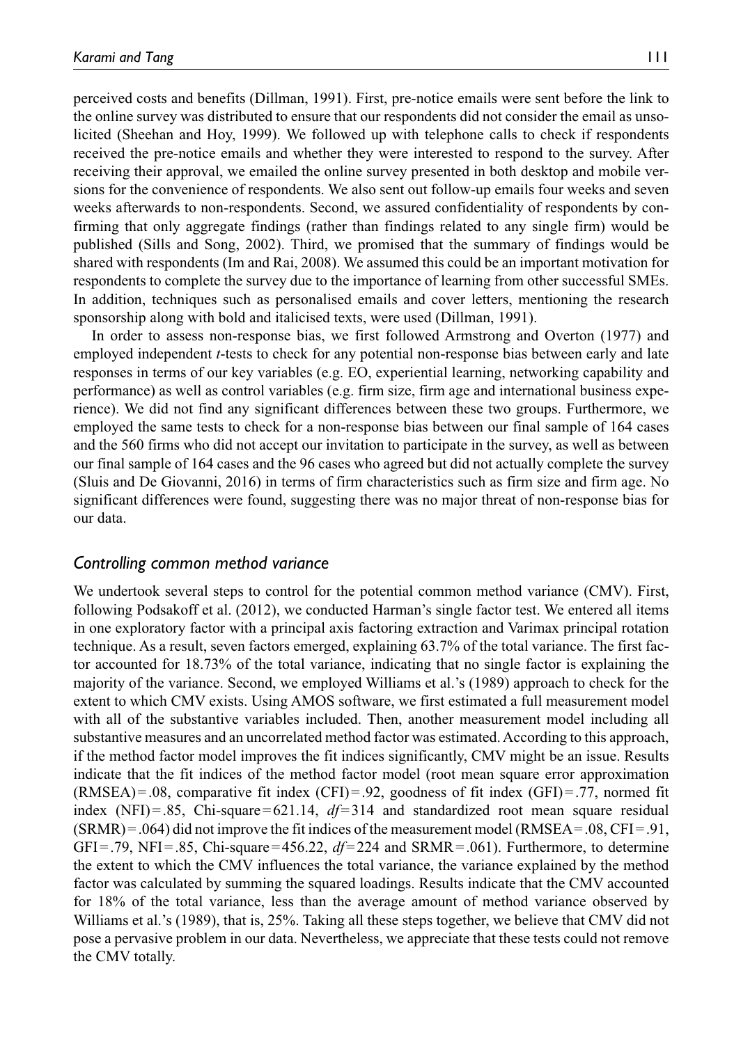perceived costs and benefits (Dillman, 1991). First, pre-notice emails were sent before the link to the online survey was distributed to ensure that our respondents did not consider the email as unsolicited (Sheehan and Hoy, 1999). We followed up with telephone calls to check if respondents received the pre-notice emails and whether they were interested to respond to the survey. After receiving their approval, we emailed the online survey presented in both desktop and mobile versions for the convenience of respondents. We also sent out follow-up emails four weeks and seven weeks afterwards to non-respondents. Second, we assured confidentiality of respondents by confirming that only aggregate findings (rather than findings related to any single firm) would be published (Sills and Song, 2002). Third, we promised that the summary of findings would be shared with respondents (Im and Rai, 2008). We assumed this could be an important motivation for respondents to complete the survey due to the importance of learning from other successful SMEs. In addition, techniques such as personalised emails and cover letters, mentioning the research sponsorship along with bold and italicised texts, were used (Dillman, 1991).

In order to assess non-response bias, we first followed Armstrong and Overton (1977) and employed independent *t*-tests to check for any potential non-response bias between early and late responses in terms of our key variables (e.g. EO, experiential learning, networking capability and performance) as well as control variables (e.g. firm size, firm age and international business experience). We did not find any significant differences between these two groups. Furthermore, we employed the same tests to check for a non-response bias between our final sample of 164 cases and the 560 firms who did not accept our invitation to participate in the survey, as well as between our final sample of 164 cases and the 96 cases who agreed but did not actually complete the survey (Sluis and De Giovanni, 2016) in terms of firm characteristics such as firm size and firm age. No significant differences were found, suggesting there was no major threat of non-response bias for our data.

### *Controlling common method variance*

We undertook several steps to control for the potential common method variance (CMV). First, following Podsakoff et al. (2012), we conducted Harman's single factor test. We entered all items in one exploratory factor with a principal axis factoring extraction and Varimax principal rotation technique. As a result, seven factors emerged, explaining 63.7% of the total variance. The first factor accounted for 18.73% of the total variance, indicating that no single factor is explaining the majority of the variance. Second, we employed Williams et al.'s (1989) approach to check for the extent to which CMV exists. Using AMOS software, we first estimated a full measurement model with all of the substantive variables included. Then, another measurement model including all substantive measures and an uncorrelated method factor was estimated. According to this approach, if the method factor model improves the fit indices significantly, CMV might be an issue. Results indicate that the fit indices of the method factor model (root mean square error approximation (RMSEA) = .08, comparative fit index (CFI) = .92, goodness of fit index (GFI) = .77, normed fit index (NFI) = .85, Chi-square = 621.14, *df* = 314 and standardized root mean square residual (SRMR) = .064) did not improve the fit indices of the measurement model (RMSEA = .08, CFI = .91, GFI = .79, NFI = .85, Chi-square = 456.22, *df* = 224 and SRMR = .061). Furthermore, to determine the extent to which the CMV influences the total variance, the variance explained by the method factor was calculated by summing the squared loadings. Results indicate that the CMV accounted for 18% of the total variance, less than the average amount of method variance observed by Williams et al.'s (1989), that is, 25%. Taking all these steps together, we believe that CMV did not pose a pervasive problem in our data. Nevertheless, we appreciate that these tests could not remove the CMV totally.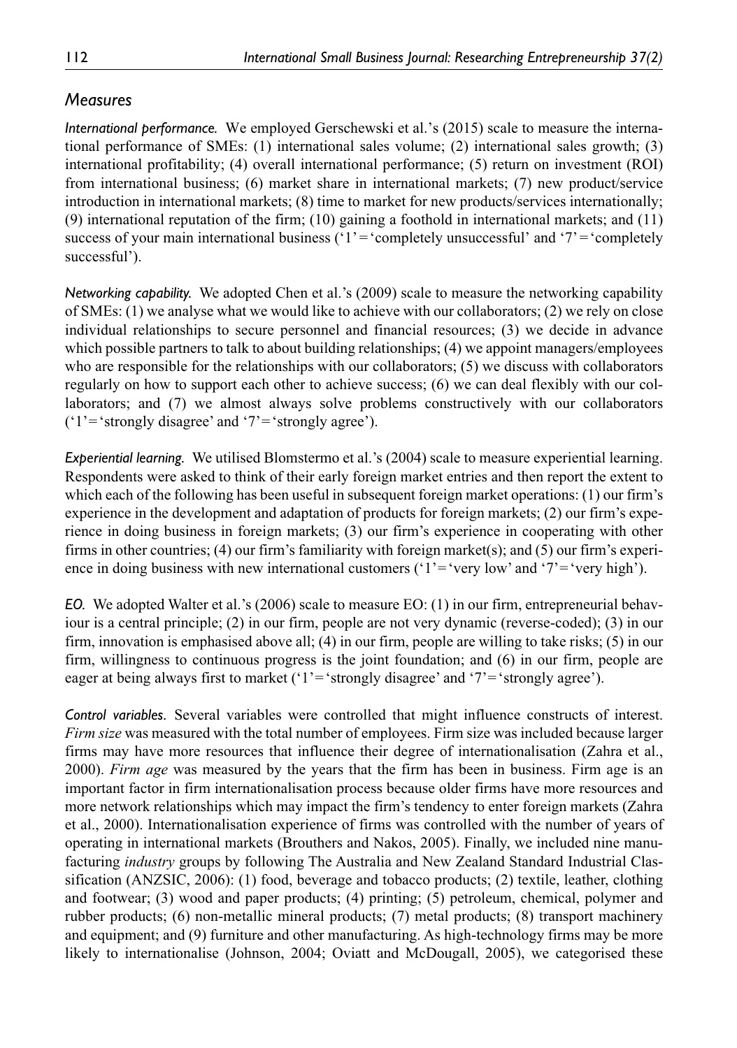## *Measures*

*International performance.* We employed Gerschewski et al.'s (2015) scale to measure the international performance of SMEs: (1) international sales volume; (2) international sales growth; (3) international profitability; (4) overall international performance; (5) return on investment (ROI) from international business; (6) market share in international markets; (7) new product/service introduction in international markets; (8) time to market for new products/services internationally; (9) international reputation of the firm; (10) gaining a foothold in international markets; and (11) success of your main international business ('1' = 'completely unsuccessful' and '7' = 'completely successful').

*Networking capability.* We adopted Chen et al.'s (2009) scale to measure the networking capability of SMEs: (1) we analyse what we would like to achieve with our collaborators; (2) we rely on close individual relationships to secure personnel and financial resources; (3) we decide in advance which possible partners to talk to about building relationships; (4) we appoint managers/employees who are responsible for the relationships with our collaborators; (5) we discuss with collaborators regularly on how to support each other to achieve success; (6) we can deal flexibly with our collaborators; and (7) we almost always solve problems constructively with our collaborators ('1' = 'strongly disagree' and '7' = 'strongly agree').

*Experiential learning.* We utilised Blomstermo et al.'s (2004) scale to measure experiential learning. Respondents were asked to think of their early foreign market entries and then report the extent to which each of the following has been useful in subsequent foreign market operations: (1) our firm's experience in the development and adaptation of products for foreign markets; (2) our firm's experience in doing business in foreign markets; (3) our firm's experience in cooperating with other firms in other countries; (4) our firm's familiarity with foreign market(s); and (5) our firm's experience in doing business with new international customers ('1' = 'very low' and '7' = 'very high').

*EO.* We adopted Walter et al.'s (2006) scale to measure EO: (1) in our firm, entrepreneurial behaviour is a central principle; (2) in our firm, people are not very dynamic (reverse-coded); (3) in our firm, innovation is emphasised above all; (4) in our firm, people are willing to take risks; (5) in our firm, willingness to continuous progress is the joint foundation; and (6) in our firm, people are eager at being always first to market ('1' = 'strongly disagree' and '7' = 'strongly agree').

*Control variables.* Several variables were controlled that might influence constructs of interest. *Firm size* was measured with the total number of employees. Firm size was included because larger firms may have more resources that influence their degree of internationalisation (Zahra et al., 2000). *Firm age* was measured by the years that the firm has been in business. Firm age is an important factor in firm internationalisation process because older firms have more resources and more network relationships which may impact the firm's tendency to enter foreign markets (Zahra et al., 2000). Internationalisation experience of firms was controlled with the number of years of operating in international markets (Brouthers and Nakos, 2005). Finally, we included nine manufacturing *industry* groups by following The Australia and New Zealand Standard Industrial Classification (ANZSIC, 2006): (1) food, beverage and tobacco products; (2) textile, leather, clothing and footwear; (3) wood and paper products; (4) printing; (5) petroleum, chemical, polymer and rubber products; (6) non-metallic mineral products; (7) metal products; (8) transport machinery and equipment; and (9) furniture and other manufacturing. As high-technology firms may be more likely to internationalise (Johnson, 2004; Oviatt and McDougall, 2005), we categorised these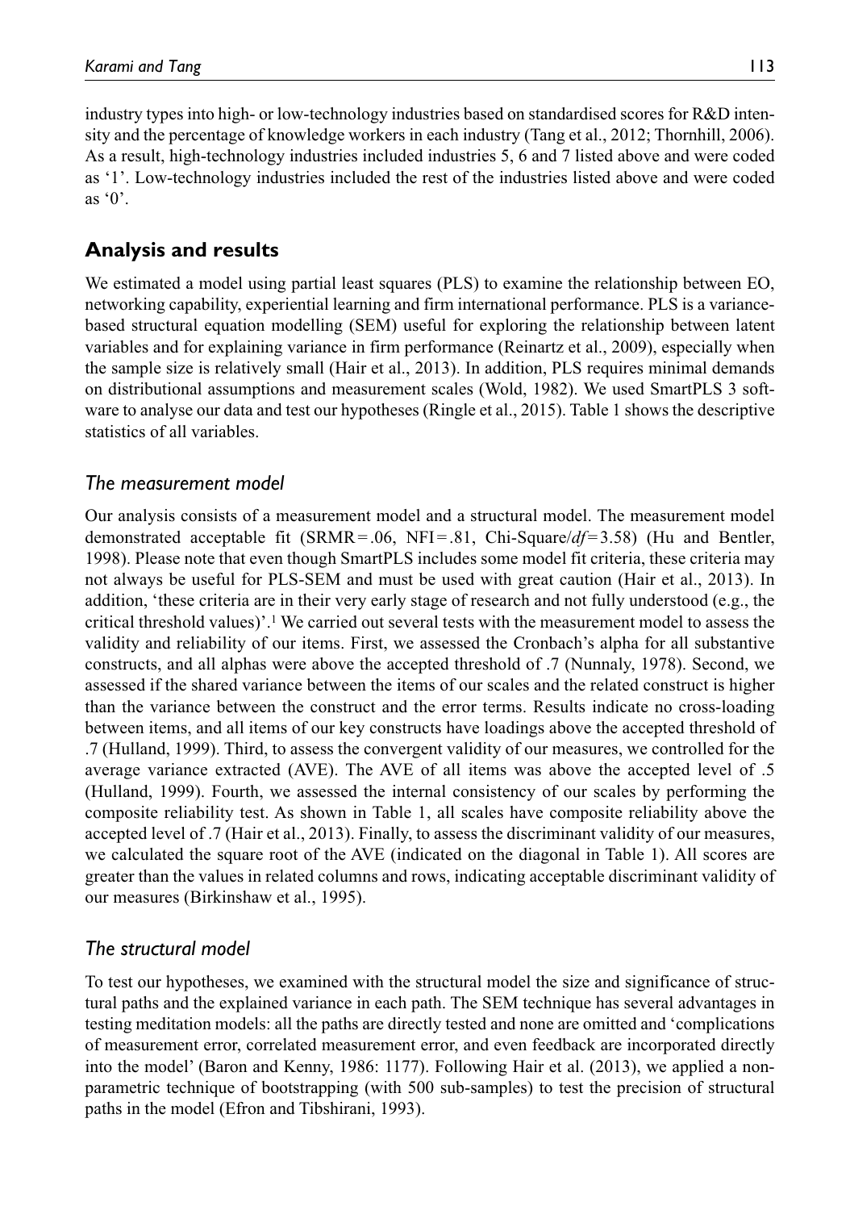industry types into high- or low-technology industries based on standardised scores for R&D intensity and the percentage of knowledge workers in each industry (Tang et al., 2012; Thornhill, 2006). As a result, high-technology industries included industries 5, 6 and 7 listed above and were coded as '1'. Low-technology industries included the rest of the industries listed above and were coded as '0'.

## Analysis and results

We estimated a model using partial least squares (PLS) to examine the relationship between EO, networking capability, experiential learning and firm international performance. PLS is a variance-based structural equation modelling (SEM) useful for exploring the relationship between latent variables and for explaining variance in firm performance (Reinartz et al., 2009), especially when the sample size is relatively small (Hair et al., 2013). In addition, PLS requires minimal demands on distributional assumptions and measurement scales (Wold, 1982). We used SmartPLS 3 software to analyse our data and test our hypotheses (Ringle et al., 2015). Table 1 shows the descriptive statistics of all variables.

### *The measurement model*

Our analysis consists of a measurement model and a structural model. The measurement model demonstrated acceptable fit (SRMR = .06, NFI = .81, Chi-Square/$df$ = 3.58) (Hu and Bentler, 1998). Please note that even though SmartPLS includes some model fit criteria, these criteria may not always be useful for PLS-SEM and must be used with great caution (Hair et al., 2013). In addition, 'these criteria are in their very early stage of research and not fully understood (e.g., the critical threshold values)'.[1] We carried out several tests with the measurement model to assess the validity and reliability of our items. First, we assessed the Cronbach's alpha for all substantive constructs, and all alphas were above the accepted threshold of .7 (Nunnaly, 1978). Second, we assessed if the shared variance between the items of our scales and the related construct is higher than the variance between the construct and the error terms. Results indicate no cross-loading between items, and all items of our key constructs have loadings above the accepted threshold of .7 (Hulland, 1999). Third, to assess the convergent validity of our measures, we controlled for the average variance extracted (AVE). The AVE of all items was above the accepted level of .5 (Hulland, 1999). Fourth, we assessed the internal consistency of our scales by performing the composite reliability test. As shown in Table 1, all scales have composite reliability above the accepted level of .7 (Hair et al., 2013). Finally, to assess the discriminant validity of our measures, we calculated the square root of the AVE (indicated on the diagonal in Table 1). All scores are greater than the values in related columns and rows, indicating acceptable discriminant validity of our measures (Birkinshaw et al., 1995).

### *The structural model*

To test our hypotheses, we examined with the structural model the size and significance of structural paths and the explained variance in each path. The SEM technique has several advantages in testing meditation models: all the paths are directly tested and none are omitted and 'complications of measurement error, correlated measurement error, and even feedback are incorporated directly into the model' (Baron and Kenny, 1986: 1177). Following Hair et al. (2013), we applied a non-parametric technique of bootstrapping (with 500 sub-samples) to test the precision of structural paths in the model (Efron and Tibshirani, 1993).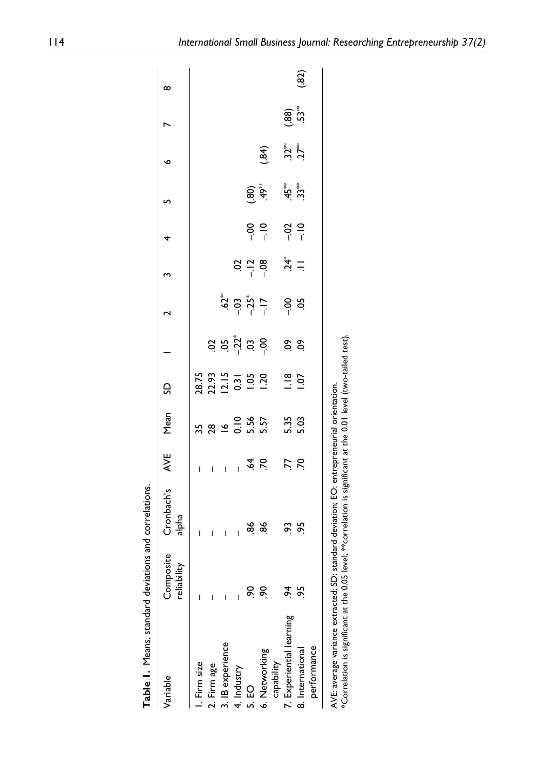**Table 1.** Means, standard deviations and correlations.

| Variable | Composite reliability | Cronbach's alpha | AVE | Mean | SD | 1 | 2 | 3 | 4 | 5 | 6 | 7 | 8 |
|---|---|---|---|---|---|---|---|---|---|---|---|---|---|
| 1. Firm size | – | – | – | 35 | 28.75 | | | | | | | | |
| 2. Firm age | – | – | – | 28 | 22.93 | .02 | | | | | | | |
| 3. IB experience | – | – | – | 16 | 12.15 | .05 | .62** | | | | | | |
| 4. Industry | – | – | – | 0.10 | 0.31 | –.22* | –.03 | .02 | | | | | |
| 5. EO | .90 | .86 | .64 | 5.56 | 1.05 | .03 | –.25* | –.12 | –.00 | (.80) | | | |
| 6. Networking capability | .90 | .86 | .70 | 5.57 | 1.20 | –.00 | –.17 | –.08 | –.10 | .49** | (.84) | | |
| 7. Experiential learning | .94 | .93 | .77 | 5.35 | 1.18 | .09 | –.00 | .24* | –.02 | .45** | .32** | (.88) | |
| 8. International performance | .95 | .95 | .70 | 5.03 | 1.07 | .09 | .05 | .11 | –.10 | .33** | .27** | .53** | (.82) |

AVE: average variance extracted; SD: standard deviation; EO: entrepreneurial orientation.
*Correlation is significant at the 0.05 level; **correlation is significant at the 0.01 level (two-tailed test).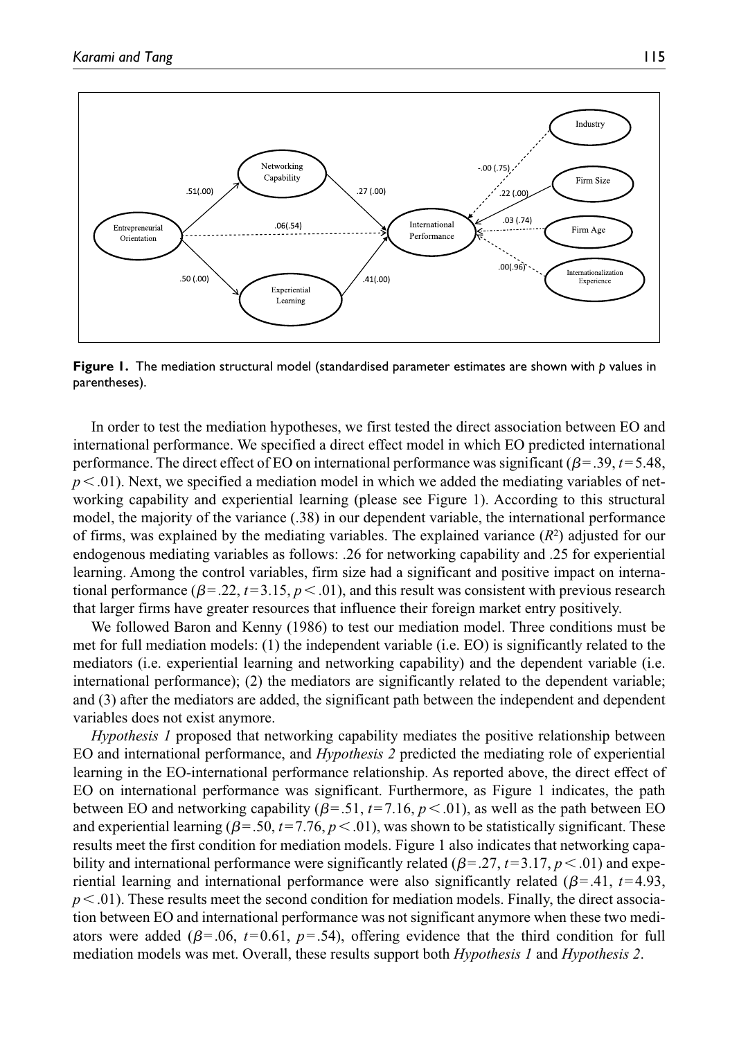**Figure 1.** The mediation structural model (standardised parameter estimates are shown with *p* values in parentheses).

In order to test the mediation hypotheses, we first tested the direct association between EO and international performance. We specified a direct effect model in which EO predicted international performance. The direct effect of EO on international performance was significant ($\beta = .39$, $t = 5.48$, $p < .01$). Next, we specified a mediation model in which we added the mediating variables of networking capability and experiential learning (please see Figure 1). According to this structural model, the majority of the variance (.38) in our dependent variable, the international performance of firms, was explained by the mediating variables. The explained variance ($R^2$) adjusted for our endogenous mediating variables as follows: .26 for networking capability and .25 for experiential learning. Among the control variables, firm size had a significant and positive impact on international performance ($\beta = .22$, $t = 3.15$, $p < .01$), and this result was consistent with previous research that larger firms have greater resources that influence their foreign market entry positively.

We followed Baron and Kenny (1986) to test our mediation model. Three conditions must be met for full mediation models: (1) the independent variable (i.e. EO) is significantly related to the mediators (i.e. experiential learning and networking capability) and the dependent variable (i.e. international performance); (2) the mediators are significantly related to the dependent variable; and (3) after the mediators are added, the significant path between the independent and dependent variables does not exist anymore.

*Hypothesis 1* proposed that networking capability mediates the positive relationship between EO and international performance, and *Hypothesis 2* predicted the mediating role of experiential learning in the EO-international performance relationship. As reported above, the direct effect of EO on international performance was significant. Furthermore, as Figure 1 indicates, the path between EO and networking capability ($\beta = .51$, $t = 7.16$, $p < .01$), as well as the path between EO and experiential learning ($\beta = .50$, $t = 7.76$, $p < .01$), was shown to be statistically significant. These results meet the first condition for mediation models. Figure 1 also indicates that networking capability and international performance were significantly related ($\beta = .27$, $t = 3.17$, $p < .01$) and experiential learning and international performance were also significantly related ($\beta = .41$, $t = 4.93$, $p < .01$). These results meet the second condition for mediation models. Finally, the direct association between EO and international performance was not significant anymore when these two mediators were added ($\beta = .06$, $t = 0.61$, $p = .54$), offering evidence that the third condition for full mediation models was met. Overall, these results support both *Hypothesis 1* and *Hypothesis 2*.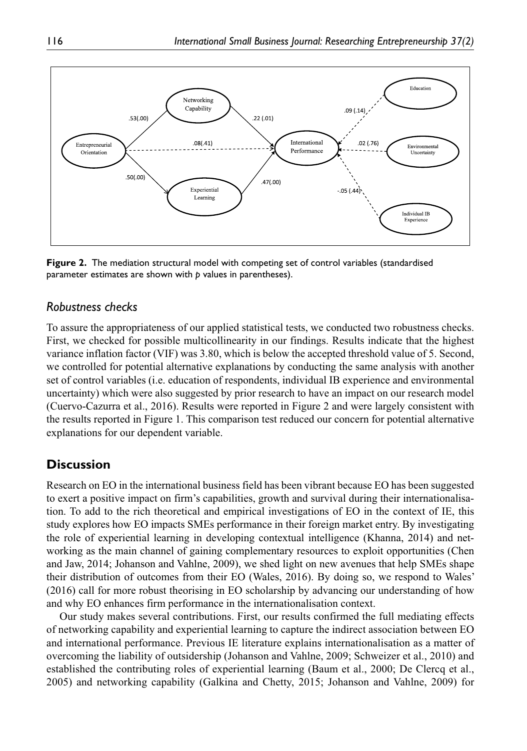**Figure 2.** The mediation structural model with competing set of control variables (standardised parameter estimates are shown with *p* values in parentheses).

### *Robustness checks*

To assure the appropriateness of our applied statistical tests, we conducted two robustness checks. First, we checked for possible multicollinearity in our findings. Results indicate that the highest variance inflation factor (VIF) was 3.80, which is below the accepted threshold value of 5. Second, we controlled for potential alternative explanations by conducting the same analysis with another set of control variables (i.e. education of respondents, individual IB experience and environmental uncertainty) which were also suggested by prior research to have an impact on our research model (Cuervo-Cazurra et al., 2016). Results were reported in Figure 2 and were largely consistent with the results reported in Figure 1. This comparison test reduced our concern for potential alternative explanations for our dependent variable.

## **Discussion**

Research on EO in the international business field has been vibrant because EO has been suggested to exert a positive impact on firm's capabilities, growth and survival during their internationalisation. To add to the rich theoretical and empirical investigations of EO in the context of IE, this study explores how EO impacts SMEs performance in their foreign market entry. By investigating the role of experiential learning in developing contextual intelligence (Khanna, 2014) and networking as the main channel of gaining complementary resources to exploit opportunities (Chen and Jaw, 2014; Johanson and Vahlne, 2009), we shed light on new avenues that help SMEs shape their distribution of outcomes from their EO (Wales, 2016). By doing so, we respond to Wales' (2016) call for more robust theorising in EO scholarship by advancing our understanding of how and why EO enhances firm performance in the internationalisation context.

Our study makes several contributions. First, our results confirmed the full mediating effects of networking capability and experiential learning to capture the indirect association between EO and international performance. Previous IE literature explains internationalisation as a matter of overcoming the liability of outsidership (Johanson and Vahlne, 2009; Schweizer et al., 2010) and established the contributing roles of experiential learning (Baum et al., 2000; De Clercq et al., 2005) and networking capability (Galkina and Chetty, 2015; Johanson and Vahlne, 2009) for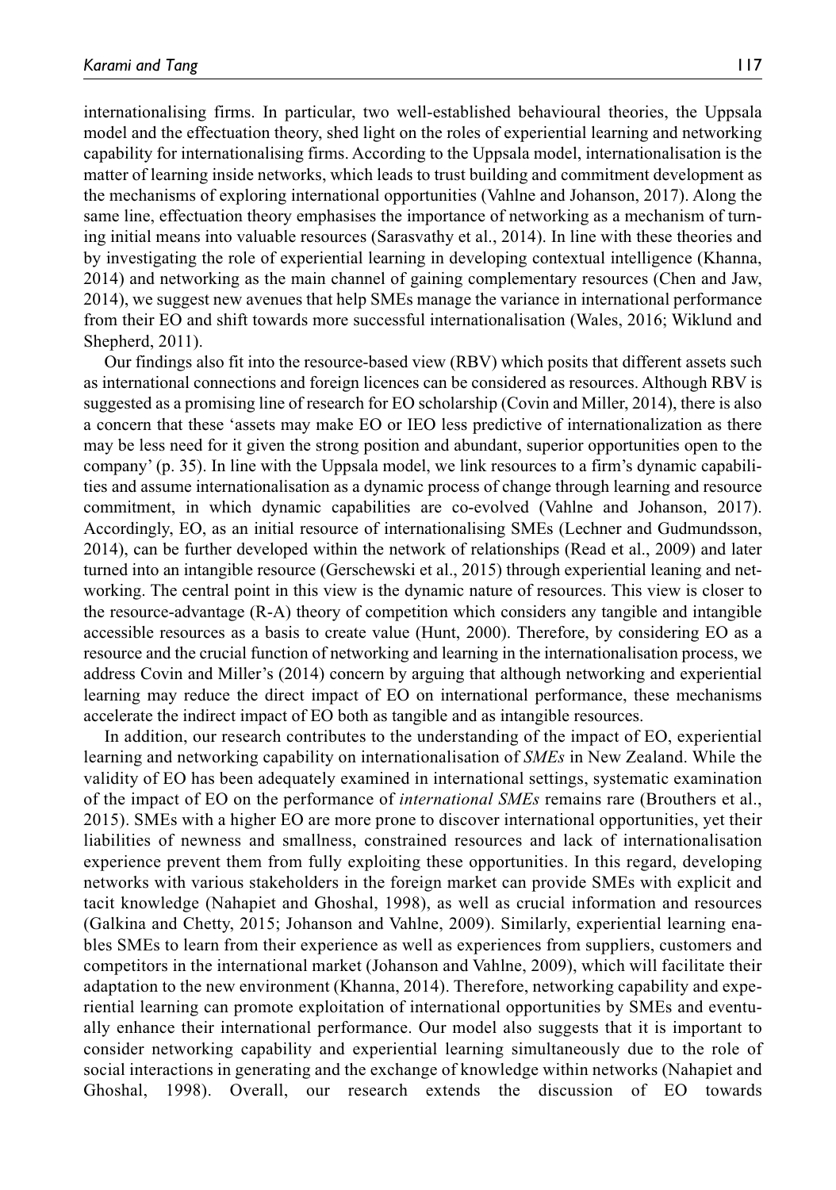internationalising firms. In particular, two well-established behavioural theories, the Uppsala model and the effectuation theory, shed light on the roles of experiential learning and networking capability for internationalising firms. According to the Uppsala model, internationalisation is the matter of learning inside networks, which leads to trust building and commitment development as the mechanisms of exploring international opportunities (Vahlne and Johanson, 2017). Along the same line, effectuation theory emphasises the importance of networking as a mechanism of turning initial means into valuable resources (Sarasvathy et al., 2014). In line with these theories and by investigating the role of experiential learning in developing contextual intelligence (Khanna, 2014) and networking as the main channel of gaining complementary resources (Chen and Jaw, 2014), we suggest new avenues that help SMEs manage the variance in international performance from their EO and shift towards more successful internationalisation (Wales, 2016; Wiklund and Shepherd, 2011).

Our findings also fit into the resource-based view (RBV) which posits that different assets such as international connections and foreign licences can be considered as resources. Although RBV is suggested as a promising line of research for EO scholarship (Covin and Miller, 2014), there is also a concern that these 'assets may make EO or IEO less predictive of internationalization as there may be less need for it given the strong position and abundant, superior opportunities open to the company' (p. 35). In line with the Uppsala model, we link resources to a firm's dynamic capabilities and assume internationalisation as a dynamic process of change through learning and resource commitment, in which dynamic capabilities are co-evolved (Vahlne and Johanson, 2017). Accordingly, EO, as an initial resource of internationalising SMEs (Lechner and Gudmundsson, 2014), can be further developed within the network of relationships (Read et al., 2009) and later turned into an intangible resource (Gerschewski et al., 2015) through experiential leaning and networking. The central point in this view is the dynamic nature of resources. This view is closer to the resource-advantage (R-A) theory of competition which considers any tangible and intangible accessible resources as a basis to create value (Hunt, 2000). Therefore, by considering EO as a resource and the crucial function of networking and learning in the internationalisation process, we address Covin and Miller's (2014) concern by arguing that although networking and experiential learning may reduce the direct impact of EO on international performance, these mechanisms accelerate the indirect impact of EO both as tangible and as intangible resources.

In addition, our research contributes to the understanding of the impact of EO, experiential learning and networking capability on internationalisation of *SMEs* in New Zealand. While the validity of EO has been adequately examined in international settings, systematic examination of the impact of EO on the performance of *international SMEs* remains rare (Brouthers et al., 2015). SMEs with a higher EO are more prone to discover international opportunities, yet their liabilities of newness and smallness, constrained resources and lack of internationalisation experience prevent them from fully exploiting these opportunities. In this regard, developing networks with various stakeholders in the foreign market can provide SMEs with explicit and tacit knowledge (Nahapiet and Ghoshal, 1998), as well as crucial information and resources (Galkina and Chetty, 2015; Johanson and Vahlne, 2009). Similarly, experiential learning enables SMEs to learn from their experience as well as experiences from suppliers, customers and competitors in the international market (Johanson and Vahlne, 2009), which will facilitate their adaptation to the new environment (Khanna, 2014). Therefore, networking capability and experiential learning can promote exploitation of international opportunities by SMEs and eventually enhance their international performance. Our model also suggests that it is important to consider networking capability and experiential learning simultaneously due to the role of social interactions in generating and the exchange of knowledge within networks (Nahapiet and Ghoshal, 1998). Overall, our research extends the discussion of EO towards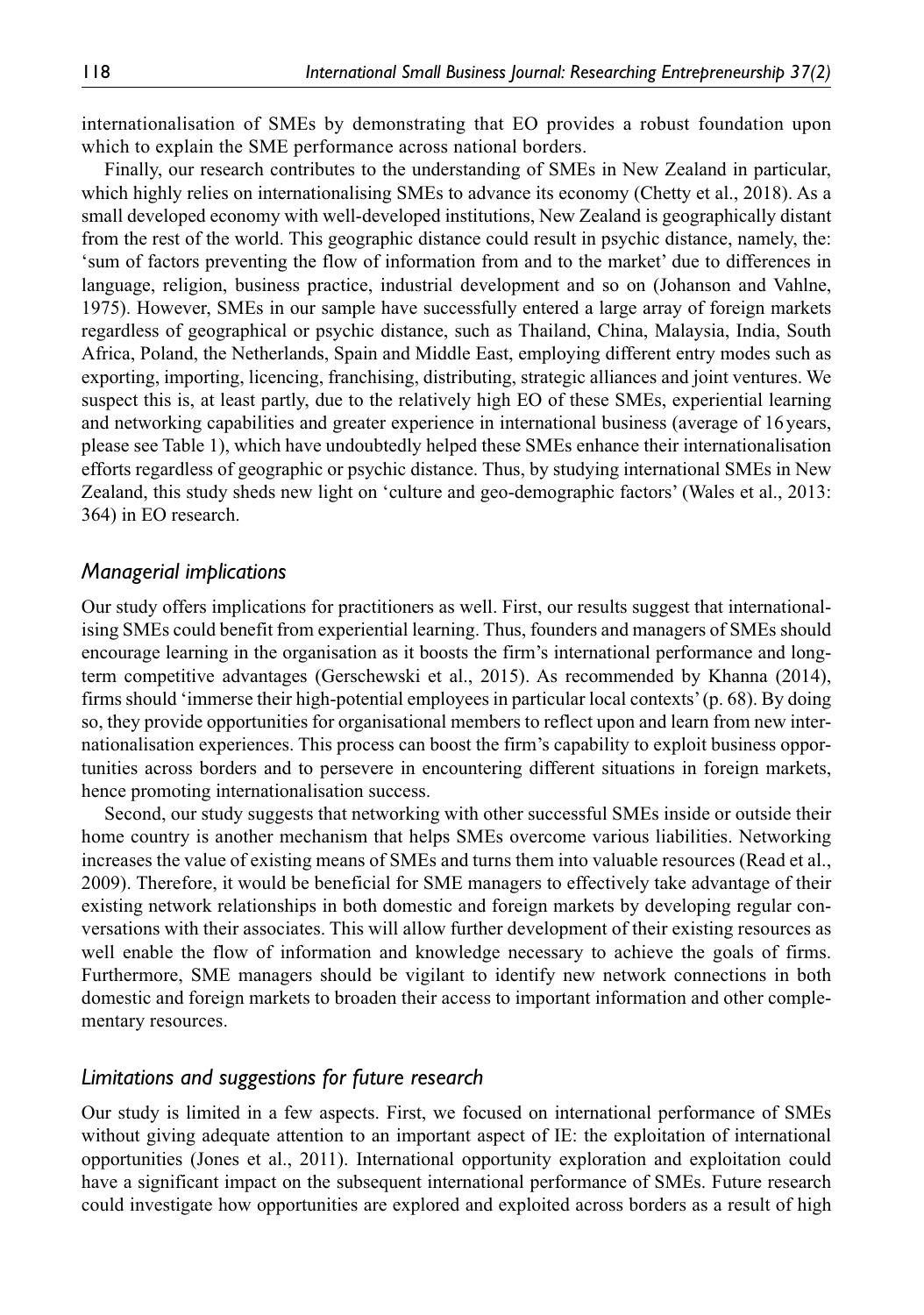internationalisation of SMEs by demonstrating that EO provides a robust foundation upon which to explain the SME performance across national borders.

Finally, our research contributes to the understanding of SMEs in New Zealand in particular, which highly relies on internationalising SMEs to advance its economy (Chetty et al., 2018). As a small developed economy with well-developed institutions, New Zealand is geographically distant from the rest of the world. This geographic distance could result in psychic distance, namely, the: 'sum of factors preventing the flow of information from and to the market' due to differences in language, religion, business practice, industrial development and so on (Johanson and Vahlne, 1975). However, SMEs in our sample have successfully entered a large array of foreign markets regardless of geographical or psychic distance, such as Thailand, China, Malaysia, India, South Africa, Poland, the Netherlands, Spain and Middle East, employing different entry modes such as exporting, importing, licencing, franchising, distributing, strategic alliances and joint ventures. We suspect this is, at least partly, due to the relatively high EO of these SMEs, experiential learning and networking capabilities and greater experience in international business (average of 16 years, please see Table 1), which have undoubtedly helped these SMEs enhance their internationalisation efforts regardless of geographic or psychic distance. Thus, by studying international SMEs in New Zealand, this study sheds new light on 'culture and geo-demographic factors' (Wales et al., 2013: 364) in EO research.

### *Managerial implications*

Our study offers implications for practitioners as well. First, our results suggest that internationalising SMEs could benefit from experiential learning. Thus, founders and managers of SMEs should encourage learning in the organisation as it boosts the firm's international performance and long-term competitive advantages (Gerschewski et al., 2015). As recommended by Khanna (2014), firms should 'immerse their high-potential employees in particular local contexts' (p. 68). By doing so, they provide opportunities for organisational members to reflect upon and learn from new internationalisation experiences. This process can boost the firm's capability to exploit business opportunities across borders and to persevere in encountering different situations in foreign markets, hence promoting internationalisation success.

Second, our study suggests that networking with other successful SMEs inside or outside their home country is another mechanism that helps SMEs overcome various liabilities. Networking increases the value of existing means of SMEs and turns them into valuable resources (Read et al., 2009). Therefore, it would be beneficial for SME managers to effectively take advantage of their existing network relationships in both domestic and foreign markets by developing regular conversations with their associates. This will allow further development of their existing resources as well enable the flow of information and knowledge necessary to achieve the goals of firms. Furthermore, SME managers should be vigilant to identify new network connections in both domestic and foreign markets to broaden their access to important information and other complementary resources.

### *Limitations and suggestions for future research*

Our study is limited in a few aspects. First, we focused on international performance of SMEs without giving adequate attention to an important aspect of IE: the exploitation of international opportunities (Jones et al., 2011). International opportunity exploration and exploitation could have a significant impact on the subsequent international performance of SMEs. Future research could investigate how opportunities are explored and exploited across borders as a result of high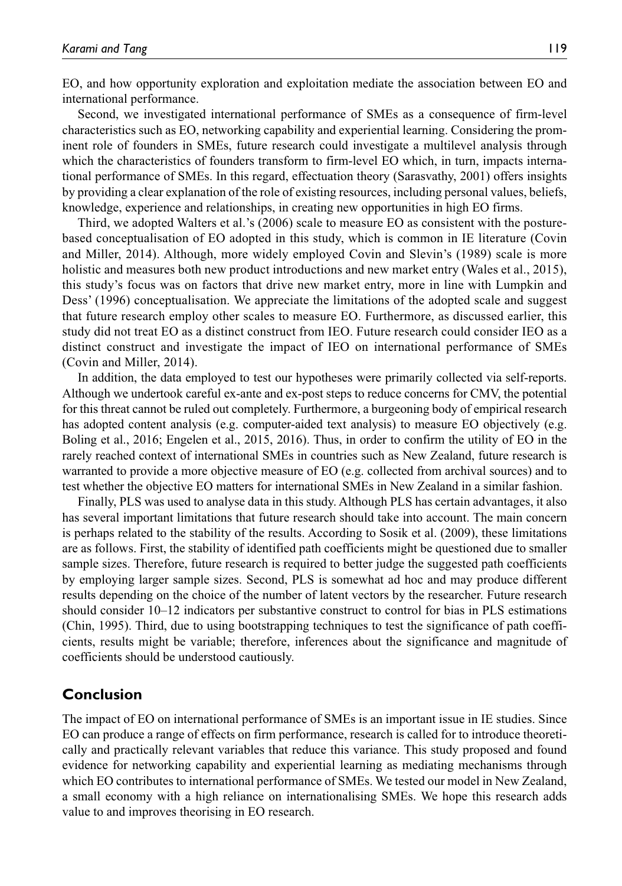EO, and how opportunity exploration and exploitation mediate the association between EO and international performance.

Second, we investigated international performance of SMEs as a consequence of firm-level characteristics such as EO, networking capability and experiential learning. Considering the prominent role of founders in SMEs, future research could investigate a multilevel analysis through which the characteristics of founders transform to firm-level EO which, in turn, impacts international performance of SMEs. In this regard, effectuation theory (Sarasvathy, 2001) offers insights by providing a clear explanation of the role of existing resources, including personal values, beliefs, knowledge, experience and relationships, in creating new opportunities in high EO firms.

Third, we adopted Walters et al.'s (2006) scale to measure EO as consistent with the posture-based conceptualisation of EO adopted in this study, which is common in IE literature (Covin and Miller, 2014). Although, more widely employed Covin and Slevin's (1989) scale is more holistic and measures both new product introductions and new market entry (Wales et al., 2015), this study's focus was on factors that drive new market entry, more in line with Lumpkin and Dess' (1996) conceptualisation. We appreciate the limitations of the adopted scale and suggest that future research employ other scales to measure EO. Furthermore, as discussed earlier, this study did not treat EO as a distinct construct from IEO. Future research could consider IEO as a distinct construct and investigate the impact of IEO on international performance of SMEs (Covin and Miller, 2014).

In addition, the data employed to test our hypotheses were primarily collected via self-reports. Although we undertook careful ex-ante and ex-post steps to reduce concerns for CMV, the potential for this threat cannot be ruled out completely. Furthermore, a burgeoning body of empirical research has adopted content analysis (e.g. computer-aided text analysis) to measure EO objectively (e.g. Boling et al., 2016; Engelen et al., 2015, 2016). Thus, in order to confirm the utility of EO in the rarely reached context of international SMEs in countries such as New Zealand, future research is warranted to provide a more objective measure of EO (e.g. collected from archival sources) and to test whether the objective EO matters for international SMEs in New Zealand in a similar fashion.

Finally, PLS was used to analyse data in this study. Although PLS has certain advantages, it also has several important limitations that future research should take into account. The main concern is perhaps related to the stability of the results. According to Sosik et al. (2009), these limitations are as follows. First, the stability of identified path coefficients might be questioned due to smaller sample sizes. Therefore, future research is required to better judge the suggested path coefficients by employing larger sample sizes. Second, PLS is somewhat ad hoc and may produce different results depending on the choice of the number of latent vectors by the researcher. Future research should consider 10–12 indicators per substantive construct to control for bias in PLS estimations (Chin, 1995). Third, due to using bootstrapping techniques to test the significance of path coefficients, results might be variable; therefore, inferences about the significance and magnitude of coefficients should be understood cautiously.

## Conclusion

The impact of EO on international performance of SMEs is an important issue in IE studies. Since EO can produce a range of effects on firm performance, research is called for to introduce theoretically and practically relevant variables that reduce this variance. This study proposed and found evidence for networking capability and experiential learning as mediating mechanisms through which EO contributes to international performance of SMEs. We tested our model in New Zealand, a small economy with a high reliance on internationalising SMEs. We hope this research adds value to and improves theorising in EO research.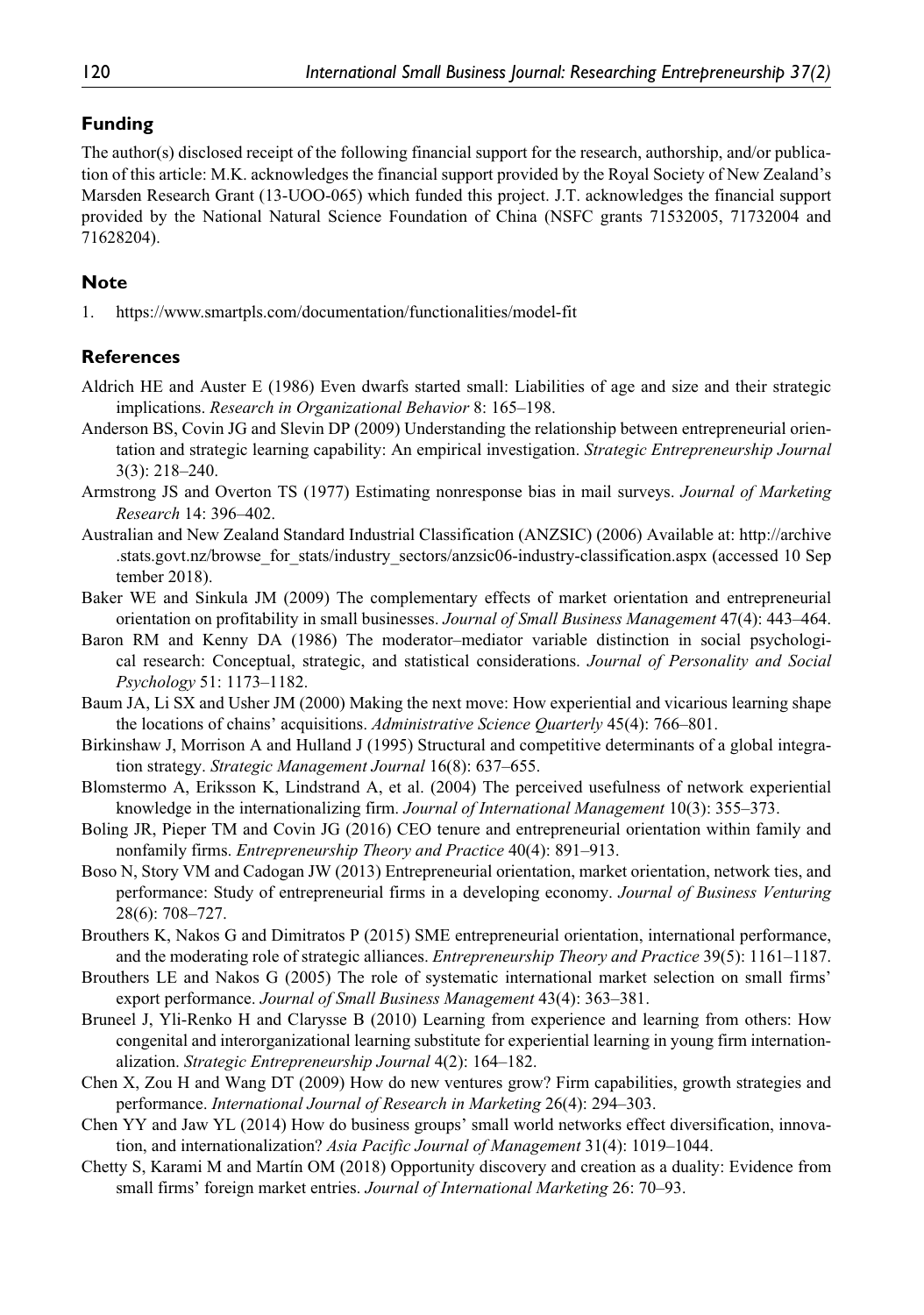## Funding

The author(s) disclosed receipt of the following financial support for the research, authorship, and/or publication of this article: M.K. acknowledges the financial support provided by the Royal Society of New Zealand's Marsden Research Grant (13-UOO-065) which funded this project. J.T. acknowledges the financial support provided by the National Natural Science Foundation of China (NSFC grants 71532005, 71732004 and 71628204).

## Note

1. https://www.smartpls.com/documentation/functionalities/model-fit

## References

Aldrich HE and Auster E (1986) Even dwarfs started small: Liabilities of age and size and their strategic implications. *Research in Organizational Behavior* 8: 165–198.

Anderson BS, Covin JG and Slevin DP (2009) Understanding the relationship between entrepreneurial orientation and strategic learning capability: An empirical investigation. *Strategic Entrepreneurship Journal* 3(3): 218–240.

Armstrong JS and Overton TS (1977) Estimating nonresponse bias in mail surveys. *Journal of Marketing Research* 14: 396–402.

Australian and New Zealand Standard Industrial Classification (ANZSIC) (2006) Available at: http://archive.stats.govt.nz/browse_for_stats/industry_sectors/anzsic06-industry-classification.aspx (accessed 10 September 2018).

Baker WE and Sinkula JM (2009) The complementary effects of market orientation and entrepreneurial orientation on profitability in small businesses. *Journal of Small Business Management* 47(4): 443–464.

Baron RM and Kenny DA (1986) The moderator–mediator variable distinction in social psychological research: Conceptual, strategic, and statistical considerations. *Journal of Personality and Social Psychology* 51: 1173–1182.

Baum JA, Li SX and Usher JM (2000) Making the next move: How experiential and vicarious learning shape the locations of chains' acquisitions. *Administrative Science Quarterly* 45(4): 766–801.

Birkinshaw J, Morrison A and Hulland J (1995) Structural and competitive determinants of a global integration strategy. *Strategic Management Journal* 16(8): 637–655.

Blomstermo A, Eriksson K, Lindstrand A, et al. (2004) The perceived usefulness of network experiential knowledge in the internationalizing firm. *Journal of International Management* 10(3): 355–373.

Boling JR, Pieper TM and Covin JG (2016) CEO tenure and entrepreneurial orientation within family and nonfamily firms. *Entrepreneurship Theory and Practice* 40(4): 891–913.

Boso N, Story VM and Cadogan JW (2013) Entrepreneurial orientation, market orientation, network ties, and performance: Study of entrepreneurial firms in a developing economy. *Journal of Business Venturing* 28(6): 708–727.

Brouthers K, Nakos G and Dimitratos P (2015) SME entrepreneurial orientation, international performance, and the moderating role of strategic alliances. *Entrepreneurship Theory and Practice* 39(5): 1161–1187.

Brouthers LE and Nakos G (2005) The role of systematic international market selection on small firms' export performance. *Journal of Small Business Management* 43(4): 363–381.

Bruneel J, Yli-Renko H and Clarysse B (2010) Learning from experience and learning from others: How congenital and interorganizational learning substitute for experiential learning in young firm internationalization. *Strategic Entrepreneurship Journal* 4(2): 164–182.

Chen X, Zou H and Wang DT (2009) How do new ventures grow? Firm capabilities, growth strategies and performance. *International Journal of Research in Marketing* 26(4): 294–303.

Chen YY and Jaw YL (2014) How do business groups' small world networks effect diversification, innovation, and internationalization? *Asia Pacific Journal of Management* 31(4): 1019–1044.

Chetty S, Karami M and Martín OM (2018) Opportunity discovery and creation as a duality: Evidence from small firms' foreign market entries. *Journal of International Marketing* 26: 70–93.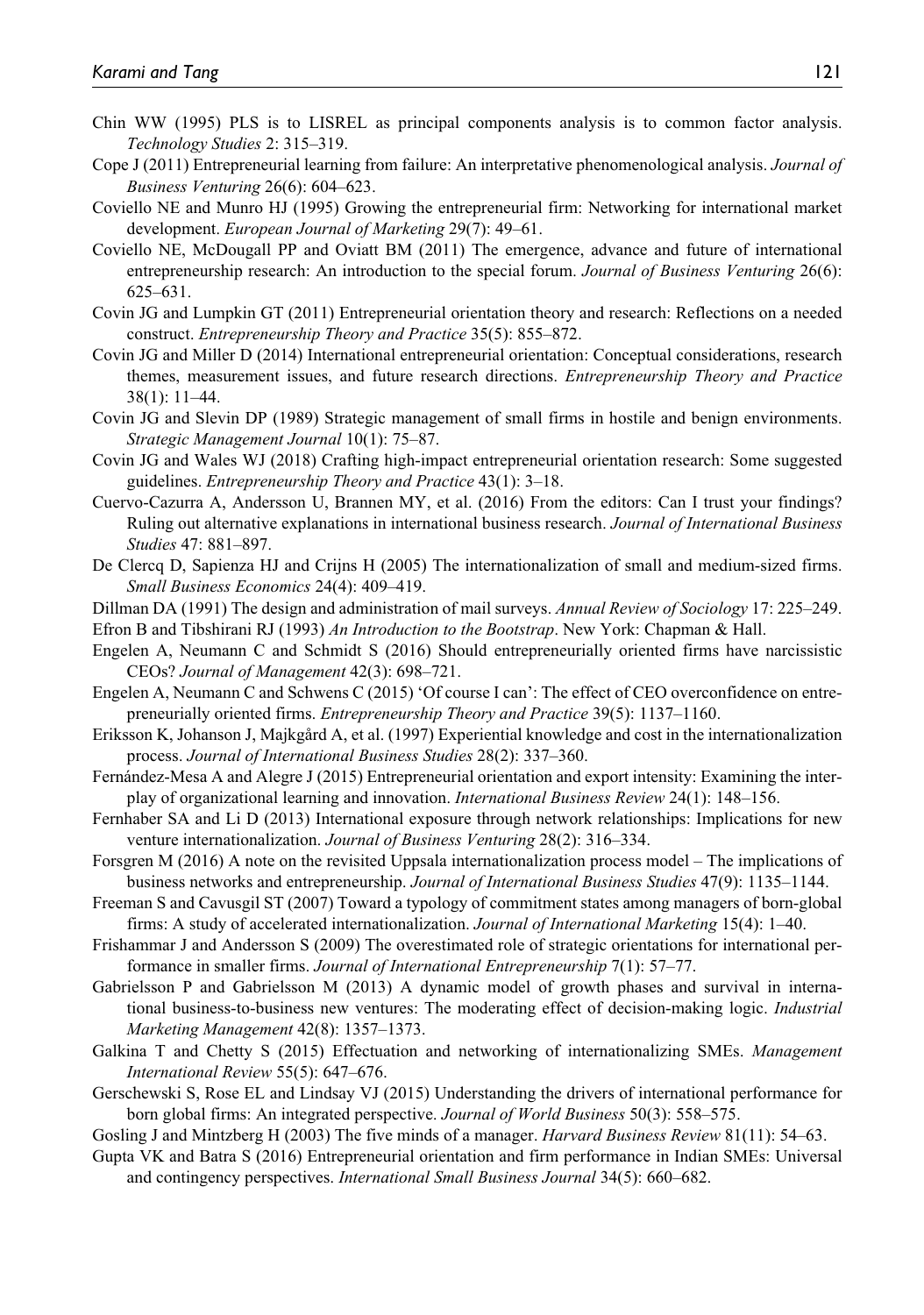Chin WW (1995) PLS is to LISREL as principal components analysis is to common factor analysis. *Technology Studies* 2: 315–319.

Cope J (2011) Entrepreneurial learning from failure: An interpretative phenomenological analysis. *Journal of Business Venturing* 26(6): 604–623.

Coviello NE and Munro HJ (1995) Growing the entrepreneurial firm: Networking for international market development. *European Journal of Marketing* 29(7): 49–61.

Coviello NE, McDougall PP and Oviatt BM (2011) The emergence, advance and future of international entrepreneurship research: An introduction to the special forum. *Journal of Business Venturing* 26(6): 625–631.

Covin JG and Lumpkin GT (2011) Entrepreneurial orientation theory and research: Reflections on a needed construct. *Entrepreneurship Theory and Practice* 35(5): 855–872.

Covin JG and Miller D (2014) International entrepreneurial orientation: Conceptual considerations, research themes, measurement issues, and future research directions. *Entrepreneurship Theory and Practice* 38(1): 11–44.

Covin JG and Slevin DP (1989) Strategic management of small firms in hostile and benign environments. *Strategic Management Journal* 10(1): 75–87.

Covin JG and Wales WJ (2018) Crafting high-impact entrepreneurial orientation research: Some suggested guidelines. *Entrepreneurship Theory and Practice* 43(1): 3–18.

Cuervo-Cazurra A, Andersson U, Brannen MY, et al. (2016) From the editors: Can I trust your findings? Ruling out alternative explanations in international business research. *Journal of International Business Studies* 47: 881–897.

De Clercq D, Sapienza HJ and Crijns H (2005) The internationalization of small and medium-sized firms. *Small Business Economics* 24(4): 409–419.

Dillman DA (1991) The design and administration of mail surveys. *Annual Review of Sociology* 17: 225–249.

Efron B and Tibshirani RJ (1993) *An Introduction to the Bootstrap*. New York: Chapman & Hall.

Engelen A, Neumann C and Schmidt S (2016) Should entrepreneurially oriented firms have narcissistic CEOs? *Journal of Management* 42(3): 698–721.

Engelen A, Neumann C and Schwens C (2015) 'Of course I can': The effect of CEO overconfidence on entrepreneurially oriented firms. *Entrepreneurship Theory and Practice* 39(5): 1137–1160.

Eriksson K, Johanson J, Majkgård A, et al. (1997) Experiential knowledge and cost in the internationalization process. *Journal of International Business Studies* 28(2): 337–360.

Fernández-Mesa A and Alegre J (2015) Entrepreneurial orientation and export intensity: Examining the interplay of organizational learning and innovation. *International Business Review* 24(1): 148–156.

Fernhaber SA and Li D (2013) International exposure through network relationships: Implications for new venture internationalization. *Journal of Business Venturing* 28(2): 316–334.

Forsgren M (2016) A note on the revisited Uppsala internationalization process model – The implications of business networks and entrepreneurship. *Journal of International Business Studies* 47(9): 1135–1144.

Freeman S and Cavusgil ST (2007) Toward a typology of commitment states among managers of born-global firms: A study of accelerated internationalization. *Journal of International Marketing* 15(4): 1–40.

Frishammar J and Andersson S (2009) The overestimated role of strategic orientations for international performance in smaller firms. *Journal of International Entrepreneurship* 7(1): 57–77.

Gabrielsson P and Gabrielsson M (2013) A dynamic model of growth phases and survival in international business-to-business new ventures: The moderating effect of decision-making logic. *Industrial Marketing Management* 42(8): 1357–1373.

Galkina T and Chetty S (2015) Effectuation and networking of internationalizing SMEs. *Management International Review* 55(5): 647–676.

Gerschewski S, Rose EL and Lindsay VJ (2015) Understanding the drivers of international performance for born global firms: An integrated perspective. *Journal of World Business* 50(3): 558–575.

Gosling J and Mintzberg H (2003) The five minds of a manager. *Harvard Business Review* 81(11): 54–63.

Gupta VK and Batra S (2016) Entrepreneurial orientation and firm performance in Indian SMEs: Universal and contingency perspectives. *International Small Business Journal* 34(5): 660–682.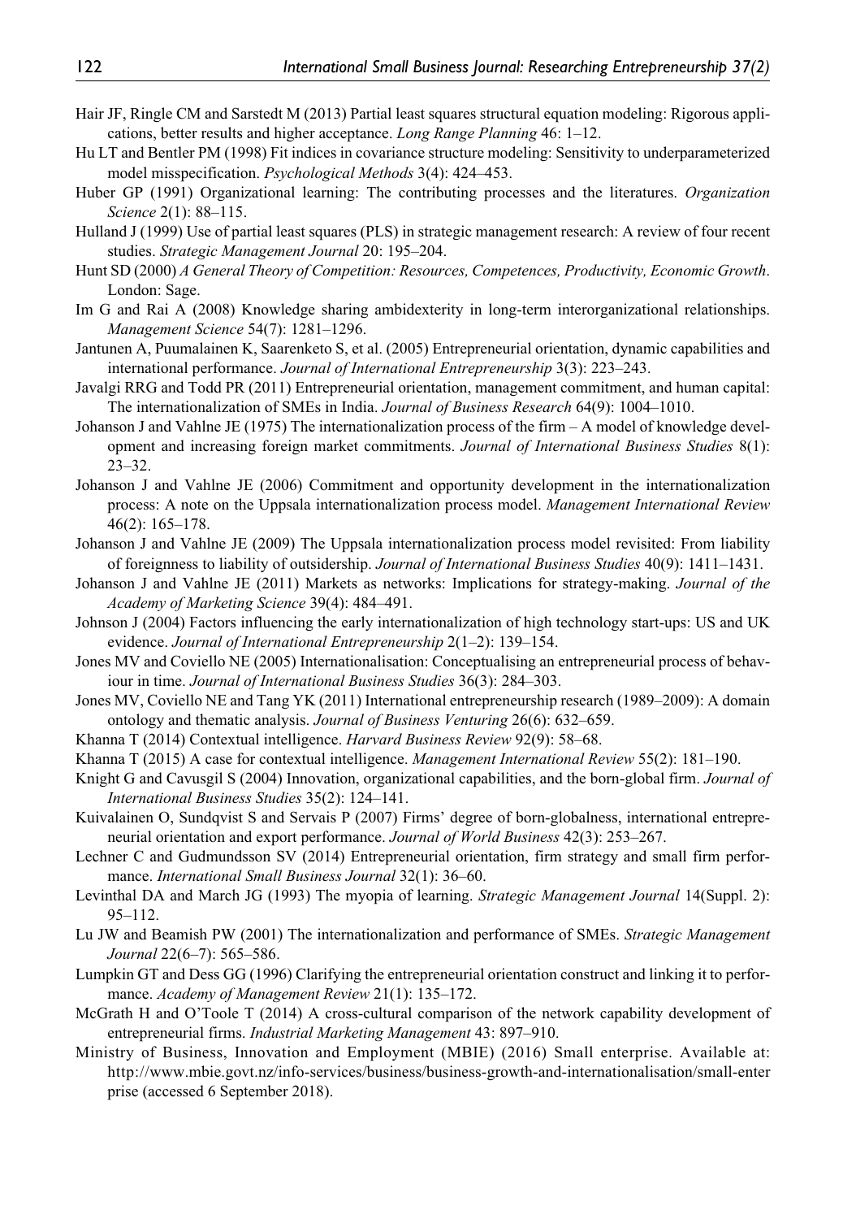Hair JF, Ringle CM and Sarstedt M (2013) Partial least squares structural equation modeling: Rigorous applications, better results and higher acceptance. *Long Range Planning* 46: 1–12.

Hu LT and Bentler PM (1998) Fit indices in covariance structure modeling: Sensitivity to underparameterized model misspecification. *Psychological Methods* 3(4): 424–453.

Huber GP (1991) Organizational learning: The contributing processes and the literatures. *Organization Science* 2(1): 88–115.

Hulland J (1999) Use of partial least squares (PLS) in strategic management research: A review of four recent studies. *Strategic Management Journal* 20: 195–204.

Hunt SD (2000) *A General Theory of Competition: Resources, Competences, Productivity, Economic Growth*. London: Sage.

Im G and Rai A (2008) Knowledge sharing ambidexterity in long-term interorganizational relationships. *Management Science* 54(7): 1281–1296.

Jantunen A, Puumalainen K, Saarenketo S, et al. (2005) Entrepreneurial orientation, dynamic capabilities and international performance. *Journal of International Entrepreneurship* 3(3): 223–243.

Javalgi RRG and Todd PR (2011) Entrepreneurial orientation, management commitment, and human capital: The internationalization of SMEs in India. *Journal of Business Research* 64(9): 1004–1010.

Johanson J and Vahlne JE (1975) The internationalization process of the firm – A model of knowledge development and increasing foreign market commitments. *Journal of International Business Studies* 8(1): 23–32.

Johanson J and Vahlne JE (2006) Commitment and opportunity development in the internationalization process: A note on the Uppsala internationalization process model. *Management International Review* 46(2): 165–178.

Johanson J and Vahlne JE (2009) The Uppsala internationalization process model revisited: From liability of foreignness to liability of outsidership. *Journal of International Business Studies* 40(9): 1411–1431.

Johanson J and Vahlne JE (2011) Markets as networks: Implications for strategy-making. *Journal of the Academy of Marketing Science* 39(4): 484–491.

Johnson J (2004) Factors influencing the early internationalization of high technology start-ups: US and UK evidence. *Journal of International Entrepreneurship* 2(1–2): 139–154.

Jones MV and Coviello NE (2005) Internationalisation: Conceptualising an entrepreneurial process of behaviour in time. *Journal of International Business Studies* 36(3): 284–303.

Jones MV, Coviello NE and Tang YK (2011) International entrepreneurship research (1989–2009): A domain ontology and thematic analysis. *Journal of Business Venturing* 26(6): 632–659.

Khanna T (2014) Contextual intelligence. *Harvard Business Review* 92(9): 58–68.

Khanna T (2015) A case for contextual intelligence. *Management International Review* 55(2): 181–190.

Knight G and Cavusgil S (2004) Innovation, organizational capabilities, and the born-global firm. *Journal of International Business Studies* 35(2): 124–141.

Kuivalainen O, Sundqvist S and Servais P (2007) Firms' degree of born-globalness, international entrepreneurial orientation and export performance. *Journal of World Business* 42(3): 253–267.

Lechner C and Gudmundsson SV (2014) Entrepreneurial orientation, firm strategy and small firm performance. *International Small Business Journal* 32(1): 36–60.

Levinthal DA and March JG (1993) The myopia of learning. *Strategic Management Journal* 14(Suppl. 2): 95–112.

Lu JW and Beamish PW (2001) The internationalization and performance of SMEs. *Strategic Management Journal* 22(6–7): 565–586.

Lumpkin GT and Dess GG (1996) Clarifying the entrepreneurial orientation construct and linking it to performance. *Academy of Management Review* 21(1): 135–172.

McGrath H and O'Toole T (2014) A cross-cultural comparison of the network capability development of entrepreneurial firms. *Industrial Marketing Management* 43: 897–910.

Ministry of Business, Innovation and Employment (MBIE) (2016) Small enterprise. Available at: http://www.mbie.govt.nz/info-services/business/business-growth-and-internationalisation/small-enterprise (accessed 6 September 2018).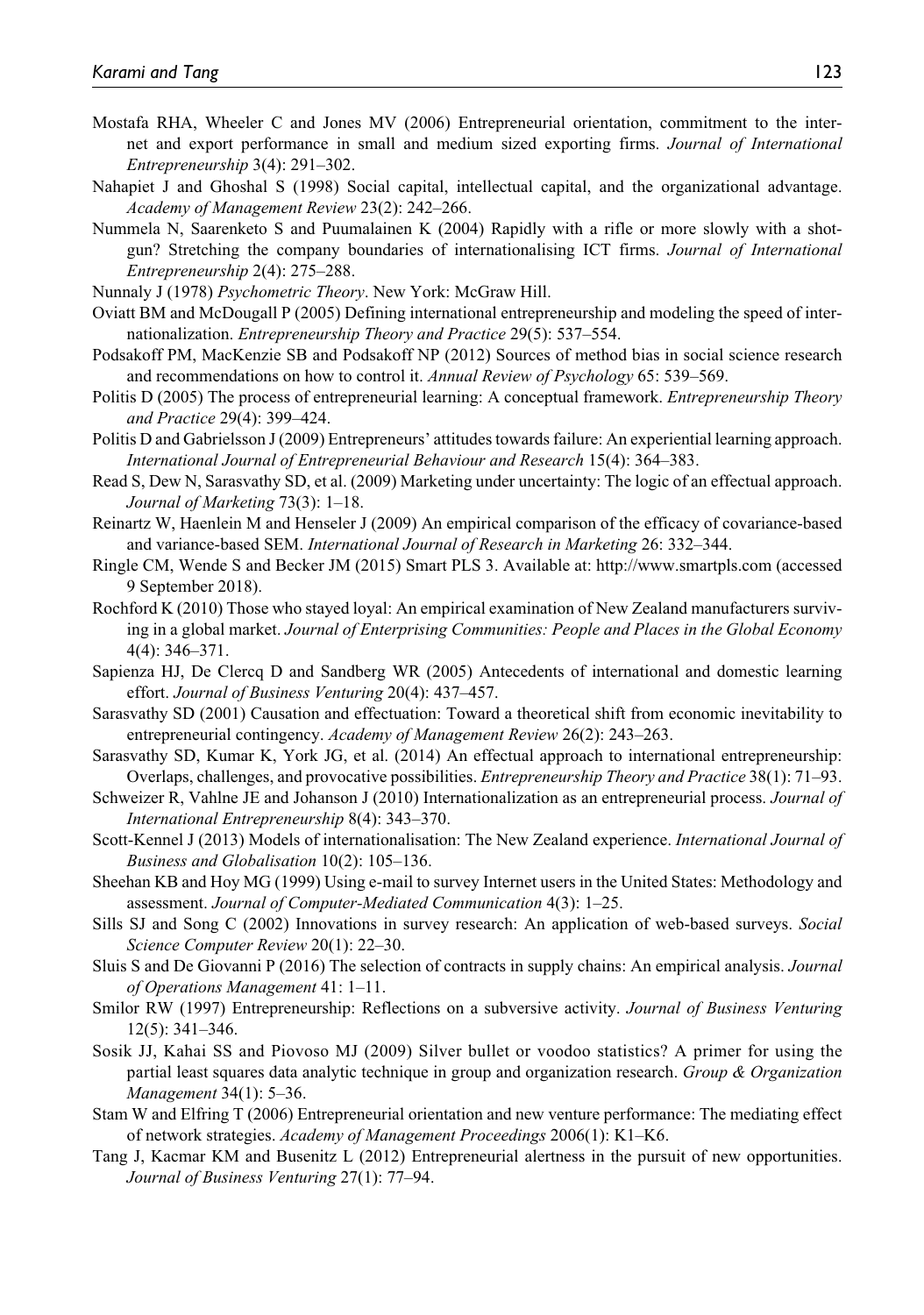Mostafa RHA, Wheeler C and Jones MV (2006) Entrepreneurial orientation, commitment to the internet and export performance in small and medium sized exporting firms. *Journal of International Entrepreneurship* 3(4): 291–302.

Nahapiet J and Ghoshal S (1998) Social capital, intellectual capital, and the organizational advantage. *Academy of Management Review* 23(2): 242–266.

Nummela N, Saarenketo S and Puumalainen K (2004) Rapidly with a rifle or more slowly with a shotgun? Stretching the company boundaries of internationalising ICT firms. *Journal of International Entrepreneurship* 2(4): 275–288.

Nunnaly J (1978) *Psychometric Theory*. New York: McGraw Hill.

Oviatt BM and McDougall P (2005) Defining international entrepreneurship and modeling the speed of internationalization. *Entrepreneurship Theory and Practice* 29(5): 537–554.

Podsakoff PM, MacKenzie SB and Podsakoff NP (2012) Sources of method bias in social science research and recommendations on how to control it. *Annual Review of Psychology* 65: 539–569.

Politis D (2005) The process of entrepreneurial learning: A conceptual framework. *Entrepreneurship Theory and Practice* 29(4): 399–424.

Politis D and Gabrielsson J (2009) Entrepreneurs' attitudes towards failure: An experiential learning approach. *International Journal of Entrepreneurial Behaviour and Research* 15(4): 364–383.

Read S, Dew N, Sarasvathy SD, et al. (2009) Marketing under uncertainty: The logic of an effectual approach. *Journal of Marketing* 73(3): 1–18.

Reinartz W, Haenlein M and Henseler J (2009) An empirical comparison of the efficacy of covariance-based and variance-based SEM. *International Journal of Research in Marketing* 26: 332–344.

Ringle CM, Wende S and Becker JM (2015) Smart PLS 3. Available at: http://www.smartpls.com (accessed 9 September 2018).

Rochford K (2010) Those who stayed loyal: An empirical examination of New Zealand manufacturers surviving in a global market. *Journal of Enterprising Communities: People and Places in the Global Economy* 4(4): 346–371.

Sapienza HJ, De Clercq D and Sandberg WR (2005) Antecedents of international and domestic learning effort. *Journal of Business Venturing* 20(4): 437–457.

Sarasvathy SD (2001) Causation and effectuation: Toward a theoretical shift from economic inevitability to entrepreneurial contingency. *Academy of Management Review* 26(2): 243–263.

Sarasvathy SD, Kumar K, York JG, et al. (2014) An effectual approach to international entrepreneurship: Overlaps, challenges, and provocative possibilities. *Entrepreneurship Theory and Practice* 38(1): 71–93.

Schweizer R, Vahlne JE and Johanson J (2010) Internationalization as an entrepreneurial process. *Journal of International Entrepreneurship* 8(4): 343–370.

Scott-Kennel J (2013) Models of internationalisation: The New Zealand experience. *International Journal of Business and Globalisation* 10(2): 105–136.

Sheehan KB and Hoy MG (1999) Using e-mail to survey Internet users in the United States: Methodology and assessment. *Journal of Computer-Mediated Communication* 4(3): 1–25.

Sills SJ and Song C (2002) Innovations in survey research: An application of web-based surveys. *Social Science Computer Review* 20(1): 22–30.

Sluis S and De Giovanni P (2016) The selection of contracts in supply chains: An empirical analysis. *Journal of Operations Management* 41: 1–11.

Smilor RW (1997) Entrepreneurship: Reflections on a subversive activity. *Journal of Business Venturing* 12(5): 341–346.

Sosik JJ, Kahai SS and Piovoso MJ (2009) Silver bullet or voodoo statistics? A primer for using the partial least squares data analytic technique in group and organization research. *Group & Organization Management* 34(1): 5–36.

Stam W and Elfring T (2006) Entrepreneurial orientation and new venture performance: The mediating effect of network strategies. *Academy of Management Proceedings* 2006(1): K1–K6.

Tang J, Kacmar KM and Busenitz L (2012) Entrepreneurial alertness in the pursuit of new opportunities. *Journal of Business Venturing* 27(1): 77–94.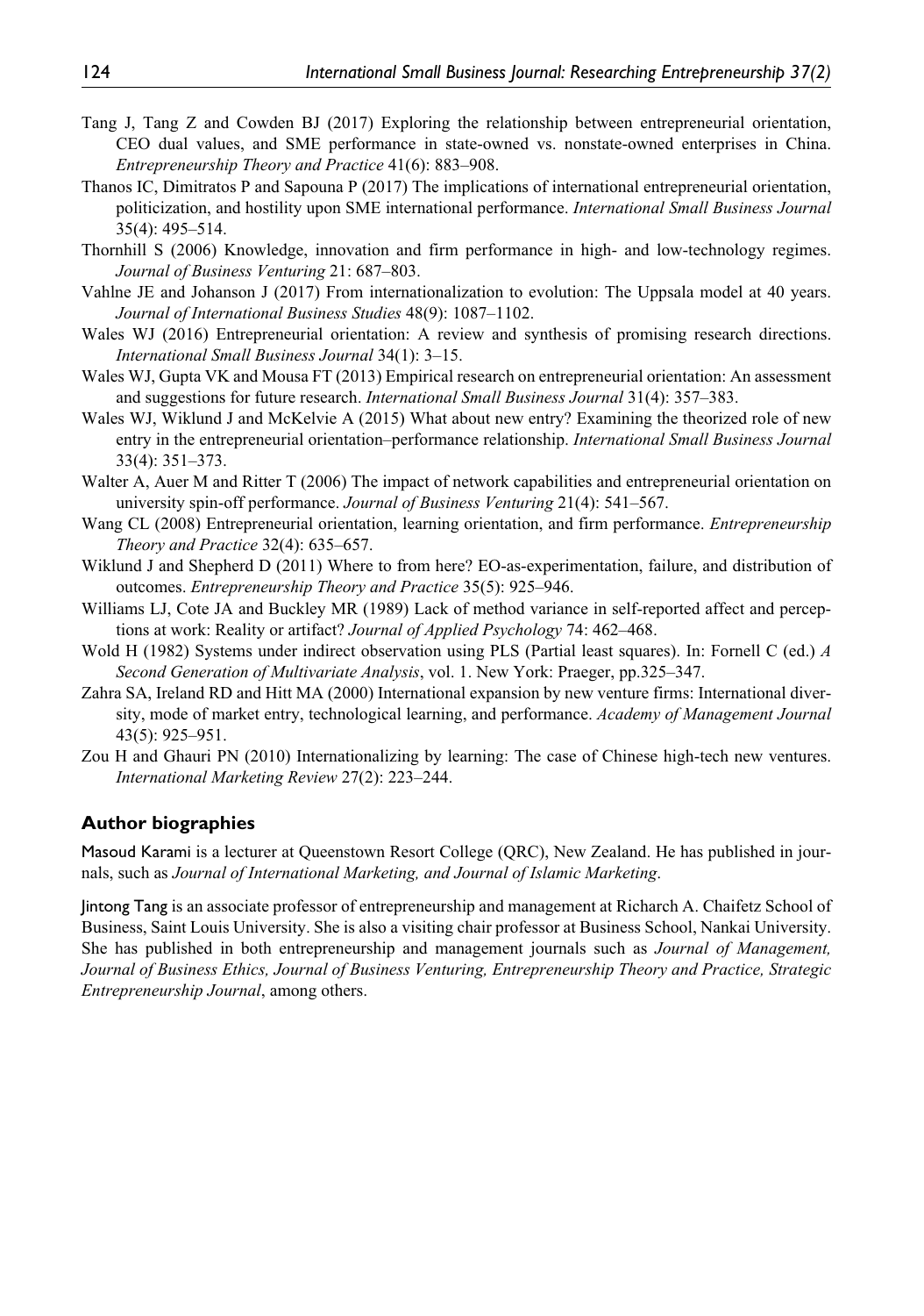Tang J, Tang Z and Cowden BJ (2017) Exploring the relationship between entrepreneurial orientation, CEO dual values, and SME performance in state-owned vs. nonstate-owned enterprises in China. *Entrepreneurship Theory and Practice* 41(6): 883–908.

Thanos IC, Dimitratos P and Sapouna P (2017) The implications of international entrepreneurial orientation, politicization, and hostility upon SME international performance. *International Small Business Journal* 35(4): 495–514.

Thornhill S (2006) Knowledge, innovation and firm performance in high- and low-technology regimes. *Journal of Business Venturing* 21: 687–803.

Vahlne JE and Johanson J (2017) From internationalization to evolution: The Uppsala model at 40 years. *Journal of International Business Studies* 48(9): 1087–1102.

Wales WJ (2016) Entrepreneurial orientation: A review and synthesis of promising research directions. *International Small Business Journal* 34(1): 3–15.

Wales WJ, Gupta VK and Mousa FT (2013) Empirical research on entrepreneurial orientation: An assessment and suggestions for future research. *International Small Business Journal* 31(4): 357–383.

Wales WJ, Wiklund J and McKelvie A (2015) What about new entry? Examining the theorized role of new entry in the entrepreneurial orientation–performance relationship. *International Small Business Journal* 33(4): 351–373.

Walter A, Auer M and Ritter T (2006) The impact of network capabilities and entrepreneurial orientation on university spin-off performance. *Journal of Business Venturing* 21(4): 541–567.

Wang CL (2008) Entrepreneurial orientation, learning orientation, and firm performance. *Entrepreneurship Theory and Practice* 32(4): 635–657.

Wiklund J and Shepherd D (2011) Where to from here? EO-as-experimentation, failure, and distribution of outcomes. *Entrepreneurship Theory and Practice* 35(5): 925–946.

Williams LJ, Cote JA and Buckley MR (1989) Lack of method variance in self-reported affect and perceptions at work: Reality or artifact? *Journal of Applied Psychology* 74: 462–468.

Wold H (1982) Systems under indirect observation using PLS (Partial least squares). In: Fornell C (ed.) *A Second Generation of Multivariate Analysis*, vol. 1. New York: Praeger, pp.325–347.

Zahra SA, Ireland RD and Hitt MA (2000) International expansion by new venture firms: International diversity, mode of market entry, technological learning, and performance. *Academy of Management Journal* 43(5): 925–951.

Zou H and Ghauri PN (2010) Internationalizing by learning: The case of Chinese high-tech new ventures. *International Marketing Review* 27(2): 223–244.

## Author biographies

Masoud Karami is a lecturer at Queenstown Resort College (QRC), New Zealand. He has published in journals, such as *Journal of International Marketing, and Journal of Islamic Marketing*.

Jintong Tang is an associate professor of entrepreneurship and management at Richarch A. Chaifetz School of Business, Saint Louis University. She is also a visiting chair professor at Business School, Nankai University. She has published in both entrepreneurship and management journals such as *Journal of Management, Journal of Business Ethics, Journal of Business Venturing, Entrepreneurship Theory and Practice, Strategic Entrepreneurship Journal*, among others.